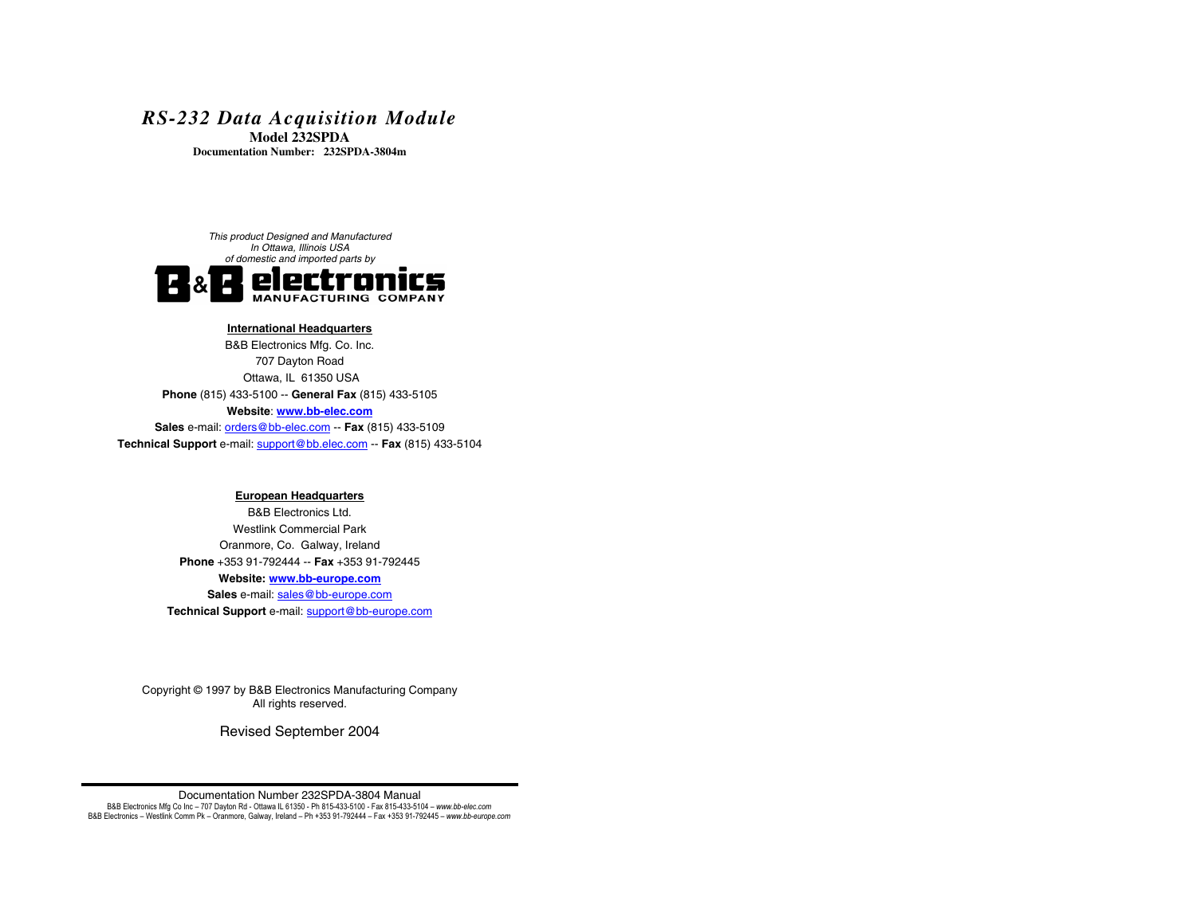# *RS-232 Data Acquisition Module*

**Model 232SPDA**

**Documentation Number: 232SPDA-3804m**

*This product Designed and Manufactured*
*In Ottawa, Illinois USA*
*of domestic and imported parts by*

**B&B electronics**
**MANUFACTURING COMPANY**

**International Headquarters**

B&B Electronics Mfg. Co. Inc.
707 Dayton Road
Ottawa, IL 61350 USA

**Phone** (815) 433-5100 -- **General Fax** (815) 433-5105

**Website**: **www.bb-elec.com**

**Sales** e-mail: orders@bb-elec.com -- **Fax** (815) 433-5109

**Technical Support** e-mail: support@bb.elec.com -- **Fax** (815) 433-5104

**European Headquarters**

B&B Electronics Ltd.
Westlink Commercial Park
Oranmore, Co. Galway, Ireland

**Phone** +353 91-792444 -- **Fax** +353 91-792445

**Website: www.bb-europe.com**

**Sales** e-mail: sales@bb-europe.com

**Technical Support** e-mail: support@bb-europe.com

Copyright © 1997 by B&B Electronics Manufacturing Company
All rights reserved.

Revised September 2004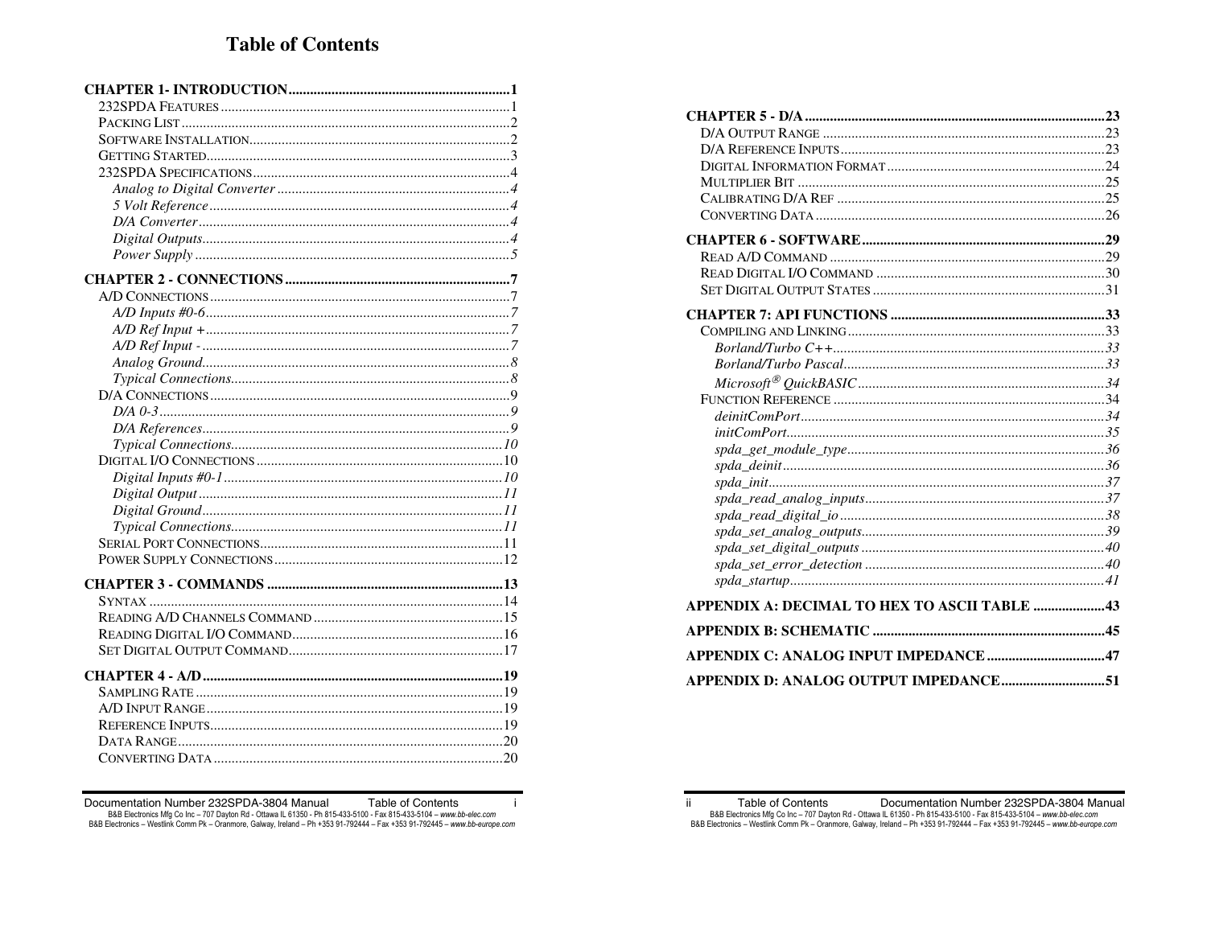# Table of Contents

**CHAPTER 1- INTRODUCTION** ........ 1
- 232SPDA Features ........ 1
- Packing List ........ 2
- Software Installation ........ 2
- Getting Started ........ 3
- 232SPDA Specifications ........ 4
  - *Analog to Digital Converter* ........ 4
  - *5 Volt Reference* ........ 4
  - *D/A Converter* ........ 4
  - *Digital Outputs* ........ 4
  - *Power Supply* ........ 5

**CHAPTER 2 - CONNECTIONS** ........ 7
- A/D Connections ........ 7
  - *A/D Inputs #0-6* ........ 7
  - *A/D Ref Input +* ........ 7
  - *A/D Ref Input -* ........ 7
  - *Analog Ground* ........ 8
  - *Typical Connections* ........ 8
- D/A Connections ........ 9
  - *D/A 0-3* ........ 9
  - *D/A References* ........ 9
  - *Typical Connections* ........ 10
- Digital I/O Connections ........ 10
  - *Digital Inputs #0-1* ........ 10
  - *Digital Output* ........ 11
  - *Digital Ground* ........ 11
  - *Typical Connections* ........ 11
- Serial Port Connections ........ 11
- Power Supply Connections ........ 12

**CHAPTER 3 - COMMANDS** ........ 13
- Syntax ........ 14
- Reading A/D Channels Command ........ 15
- Reading Digital I/O Command ........ 16
- Set Digital Output Command ........ 17

**CHAPTER 4 - A/D** ........ 19
- Sampling Rate ........ 19
- A/D Input Range ........ 19
- Reference Inputs ........ 19
- Data Range ........ 20
- Converting Data ........ 20

**CHAPTER 5 - D/A** ........ 23
- D/A Output Range ........ 23
- D/A Reference Inputs ........ 23
- Digital Information Format ........ 24
- Multiplier Bit ........ 25
- Calibrating D/A Ref ........ 25
- Converting Data ........ 26

**CHAPTER 6 - SOFTWARE** ........ 29
- Read A/D Command ........ 29
- Read Digital I/O Command ........ 30
- Set Digital Output States ........ 31

**CHAPTER 7: API FUNCTIONS** ........ 33
- Compiling and Linking ........ 33
  - *Borland/Turbo C++* ........ 33
  - *Borland/Turbo Pascal* ........ 33
  - *Microsoft® QuickBASIC* ........ 34
- Function Reference ........ 34
  - *deinitComPort* ........ 34
  - *initComPort* ........ 35
  - *spda_get_module_type* ........ 36
  - *spda_deinit* ........ 36
  - *spda_init* ........ 37
  - *spda_read_analog_inputs* ........ 37
  - *spda_read_digital_io* ........ 38
  - *spda_set_analog_outputs* ........ 39
  - *spda_set_digital_outputs* ........ 40
  - *spda_set_error_detection* ........ 40
  - *spda_startup* ........ 41

**APPENDIX A: DECIMAL TO HEX TO ASCII TABLE** ........ 43

**APPENDIX B: SCHEMATIC** ........ 45

**APPENDIX C: ANALOG INPUT IMPEDANCE** ........ 47

**APPENDIX D: ANALOG OUTPUT IMPEDANCE** ........ 51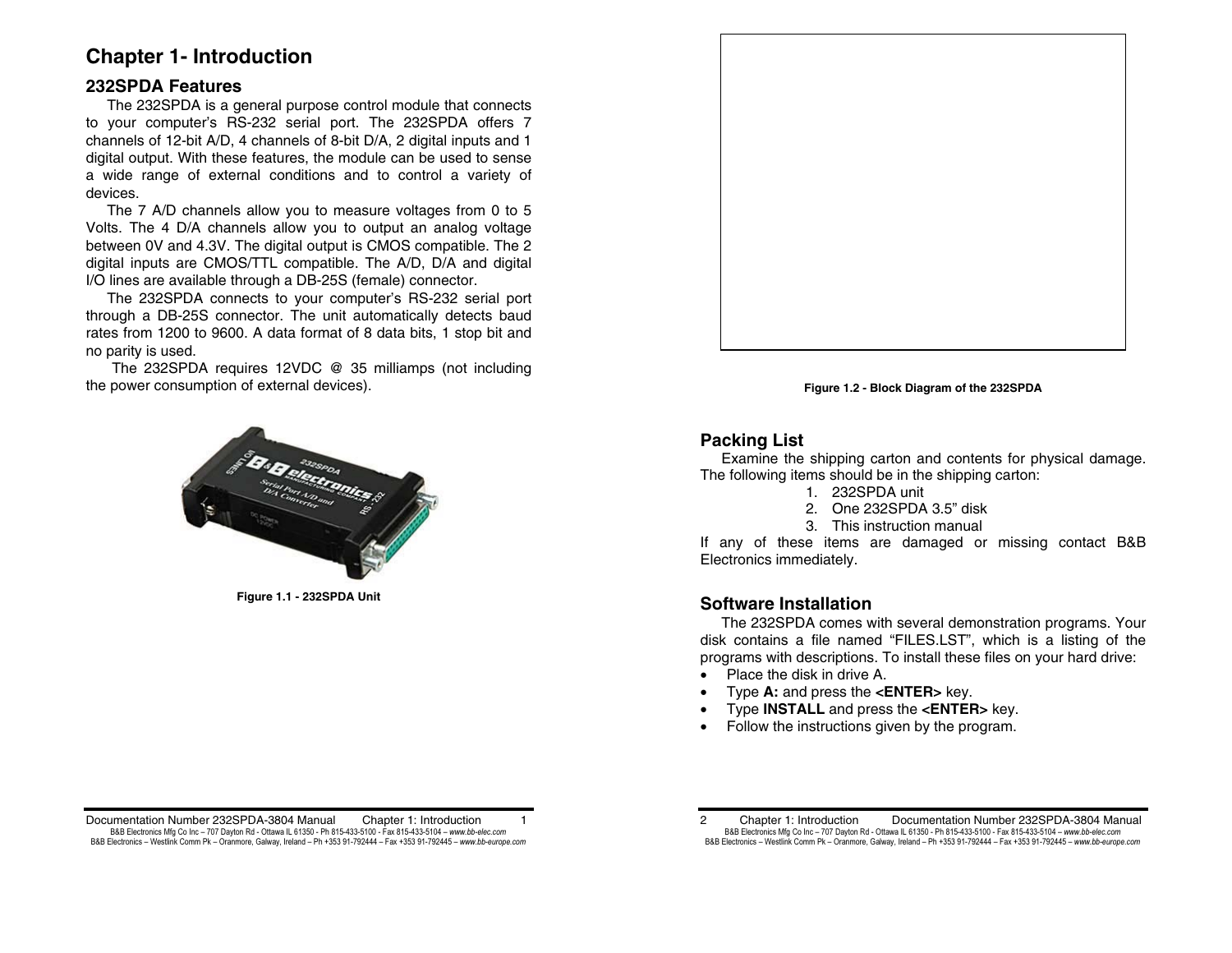# Chapter 1- Introduction

## 232SPDA Features

The 232SPDA is a general purpose control module that connects to your computer's RS-232 serial port. The 232SPDA offers 7 channels of 12-bit A/D, 4 channels of 8-bit D/A, 2 digital inputs and 1 digital output. With these features, the module can be used to sense a wide range of external conditions and to control a variety of devices.

The 7 A/D channels allow you to measure voltages from 0 to 5 Volts. The 4 D/A channels allow you to output an analog voltage between 0V and 4.3V. The digital output is CMOS compatible. The 2 digital inputs are CMOS/TTL compatible. The A/D, D/A and digital I/O lines are available through a DB-25S (female) connector.

The 232SPDA connects to your computer's RS-232 serial port through a DB-25S connector. The unit automatically detects baud rates from 1200 to 9600. A data format of 8 data bits, 1 stop bit and no parity is used.

The 232SPDA requires 12VDC @ 35 milliamps (not including the power consumption of external devices).

Figure 1.1 - 232SPDA Unit

Figure 1.2 - Block Diagram of the 232SPDA

## Packing List

Examine the shipping carton and contents for physical damage. The following items should be in the shipping carton:

1. 232SPDA unit
2. One 232SPDA 3.5" disk
3. This instruction manual

If any of these items are damaged or missing contact B&B Electronics immediately.

## Software Installation

The 232SPDA comes with several demonstration programs. Your disk contains a file named "FILES.LST", which is a listing of the programs with descriptions. To install these files on your hard drive:

- Place the disk in drive A.
- Type **A:** and press the **<ENTER>** key.
- Type **INSTALL** and press the **<ENTER>** key.
- Follow the instructions given by the program.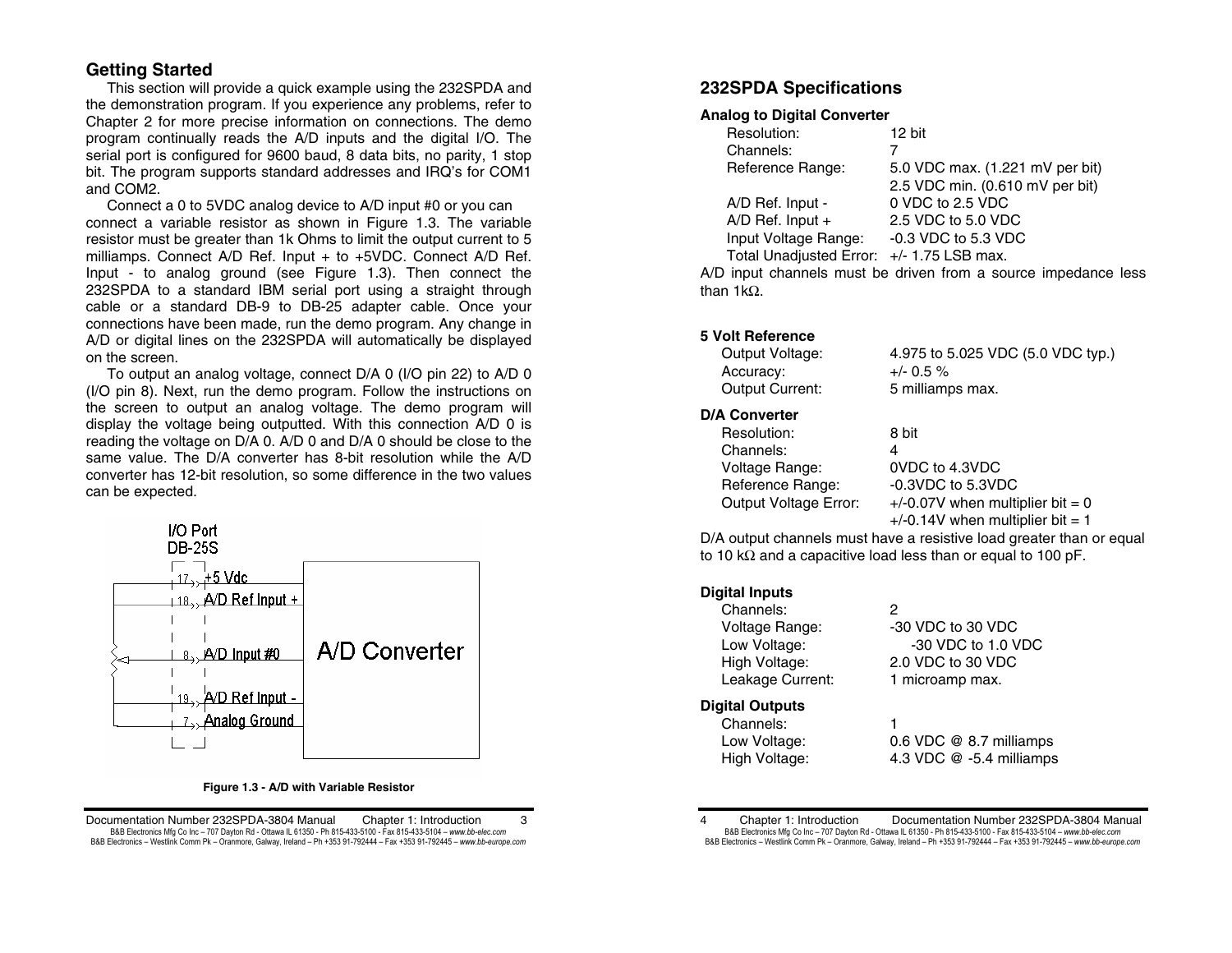## Getting Started

This section will provide a quick example using the 232SPDA and the demonstration program. If you experience any problems, refer to Chapter 2 for more precise information on connections. The demo program continually reads the A/D inputs and the digital I/O. The serial port is configured for 9600 baud, 8 data bits, no parity, 1 stop bit. The program supports standard addresses and IRQ's for COM1 and COM2.

Connect a 0 to 5VDC analog device to A/D input #0 or you can connect a variable resistor as shown in Figure 1.3. The variable resistor must be greater than 1k Ohms to limit the output current to 5 milliamps. Connect A/D Ref. Input + to +5VDC. Connect A/D Ref. Input - to analog ground (see Figure 1.3). Then connect the 232SPDA to a standard IBM serial port using a straight through cable or a standard DB-9 to DB-25 adapter cable. Once your connections have been made, run the demo program. Any change in A/D or digital lines on the 232SPDA will automatically be displayed on the screen.

To output an analog voltage, connect D/A 0 (I/O pin 22) to A/D 0 (I/O pin 8). Next, run the demo program. Follow the instructions on the screen to output an analog voltage. The demo program will display the voltage being outputted. With this connection A/D 0 is reading the voltage on D/A 0. A/D 0 and D/A 0 should be close to the same value. The D/A converter has 8-bit resolution while the A/D converter has 12-bit resolution, so some difference in the two values can be expected.

I/O Port DB-25S

17 +5 Vdc
18 A/D Ref Input +
8 A/D Input #0
19 A/D Ref Input -
7 Analog Ground

A/D Converter

**Figure 1.3 - A/D with Variable Resistor**

## 232SPDA Specifications

### Analog to Digital Converter

| | |
|---|---|
| Resolution: | 12 bit |
| Channels: | 7 |
| Reference Range: | 5.0 VDC max. (1.221 mV per bit) |
| | 2.5 VDC min. (0.610 mV per bit) |
| A/D Ref. Input - | 0 VDC to 2.5 VDC |
| A/D Ref. Input + | 2.5 VDC to 5.0 VDC |
| Input Voltage Range: | -0.3 VDC to 5.3 VDC |
| Total Unadjusted Error: | +/- 1.75 LSB max. |

A/D input channels must be driven from a source impedance less than 1kΩ.

### 5 Volt Reference

| | |
|---|---|
| Output Voltage: | 4.975 to 5.025 VDC (5.0 VDC typ.) |
| Accuracy: | +/- 0.5 % |
| Output Current: | 5 milliamps max. |

### D/A Converter

| | |
|---|---|
| Resolution: | 8 bit |
| Channels: | 4 |
| Voltage Range: | 0VDC to 4.3VDC |
| Reference Range: | -0.3VDC to 5.3VDC |
| Output Voltage Error: | +/-0.07V when multiplier bit = 0 |
| | +/-0.14V when multiplier bit = 1 |

D/A output channels must have a resistive load greater than or equal to 10 kΩ and a capacitive load less than or equal to 100 pF.

### Digital Inputs

| | |
|---|---|
| Channels: | 2 |
| Voltage Range: | -30 VDC to 30 VDC |
| Low Voltage: | -30 VDC to 1.0 VDC |
| High Voltage: | 2.0 VDC to 30 VDC |
| Leakage Current: | 1 microamp max. |

### Digital Outputs

| | |
|---|---|
| Channels: | 1 |
| Low Voltage: | 0.6 VDC @ 8.7 milliamps |
| High Voltage: | 4.3 VDC @ -5.4 milliamps |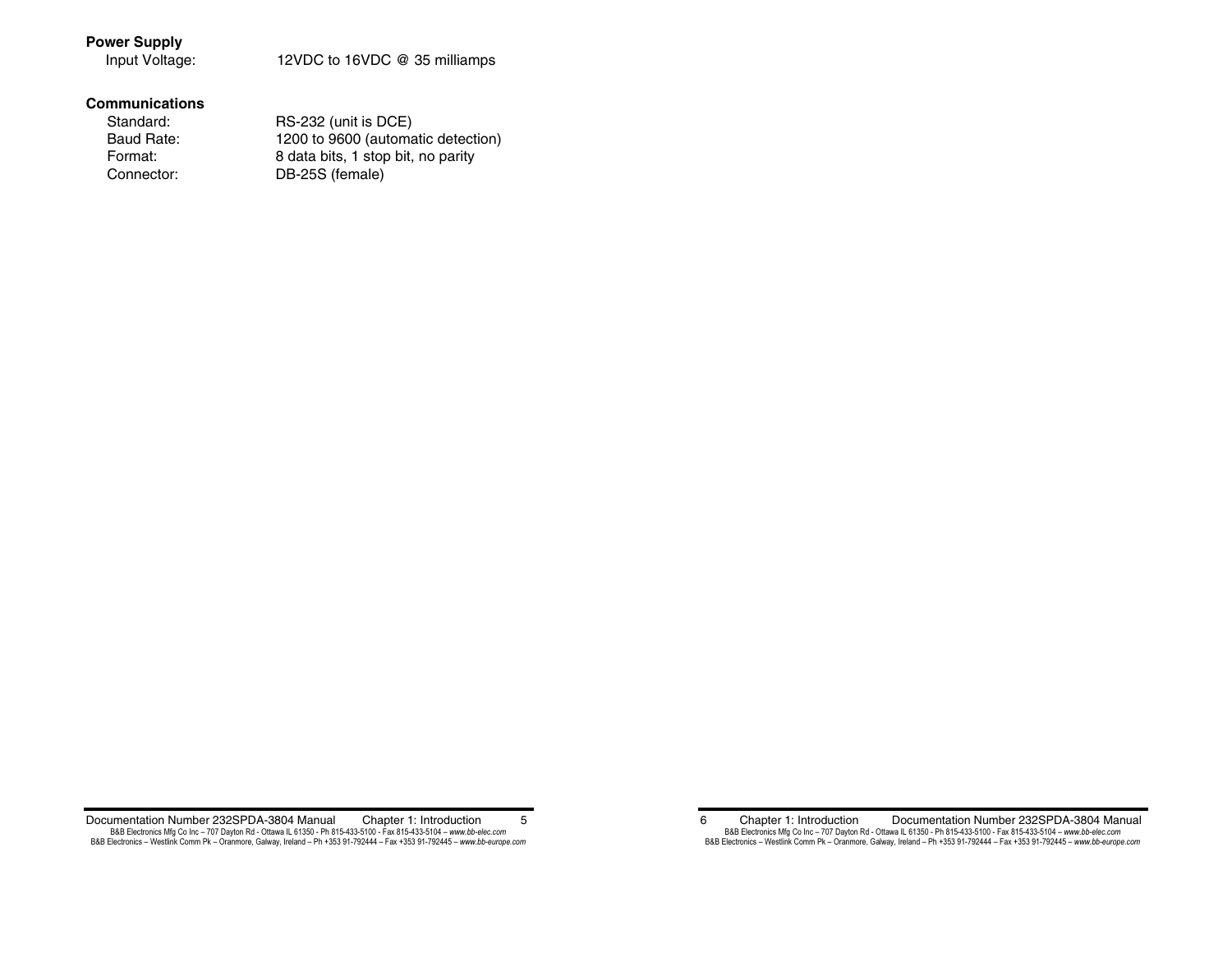**Power Supply**

| | |
|---|---|
| Input Voltage: | 12VDC to 16VDC @ 35 milliamps |

**Communications**

| | |
|---|---|
| Standard: | RS-232 (unit is DCE) |
| Baud Rate: | 1200 to 9600 (automatic detection) |
| Format: | 8 data bits, 1 stop bit, no parity |
| Connector: | DB-25S (female) |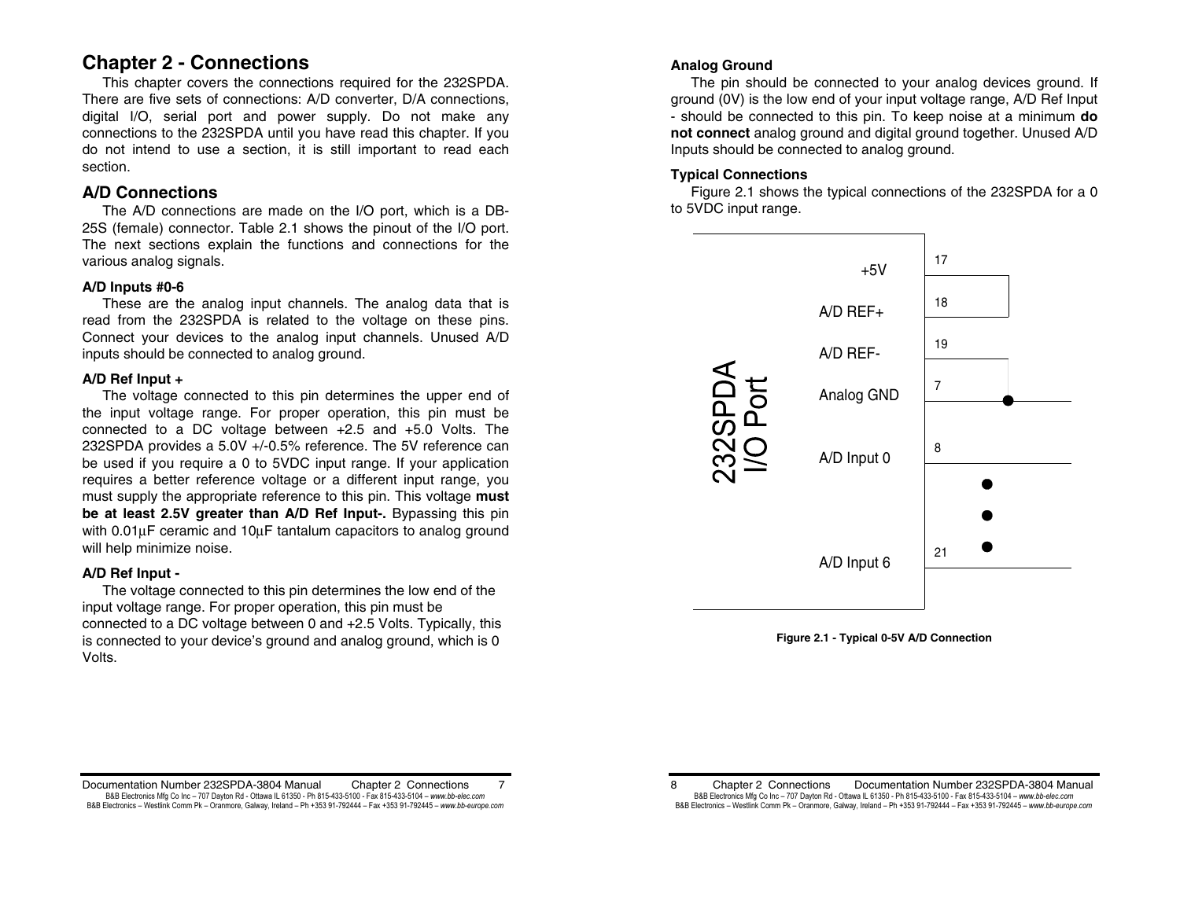## Chapter 2 - Connections

This chapter covers the connections required for the 232SPDA. There are five sets of connections: A/D converter, D/A connections, digital I/O, serial port and power supply. Do not make any connections to the 232SPDA until you have read this chapter. If you do not intend to use a section, it is still important to read each section.

### A/D Connections

The A/D connections are made on the I/O port, which is a DB-25S (female) connector. Table 2.1 shows the pinout of the I/O port. The next sections explain the functions and connections for the various analog signals.

#### A/D Inputs #0-6

These are the analog input channels. The analog data that is read from the 232SPDA is related to the voltage on these pins. Connect your devices to the analog input channels. Unused A/D inputs should be connected to analog ground.

#### A/D Ref Input +

The voltage connected to this pin determines the upper end of the input voltage range. For proper operation, this pin must be connected to a DC voltage between +2.5 and +5.0 Volts. The 232SPDA provides a 5.0V +/-0.5% reference. The 5V reference can be used if you require a 0 to 5VDC input range. If your application requires a better reference voltage or a different input range, you must supply the appropriate reference to this pin. This voltage **must be at least 2.5V greater than A/D Ref Input-.** Bypassing this pin with 0.01µF ceramic and 10µF tantalum capacitors to analog ground will help minimize noise.

#### A/D Ref Input -

The voltage connected to this pin determines the low end of the input voltage range. For proper operation, this pin must be connected to a DC voltage between 0 and +2.5 Volts. Typically, this is connected to your device's ground and analog ground, which is 0 Volts.

#### Analog Ground

The pin should be connected to your analog devices ground. If ground (0V) is the low end of your input voltage range, A/D Ref Input - should be connected to this pin. To keep noise at a minimum **do not connect** analog ground and digital ground together. Unused A/D Inputs should be connected to analog ground.

#### Typical Connections

Figure 2.1 shows the typical connections of the 232SPDA for a 0 to 5VDC input range.

| 232SPDA I/O Port | Pin |
|---|---|
| +5V | 17 |
| A/D REF+ | 18 |
| A/D REF- | 19 |
| Analog GND | 7 |
| A/D Input 0 | 8 |
| A/D Input 6 | 21 |

**Figure 2.1 - Typical 0-5V A/D Connection**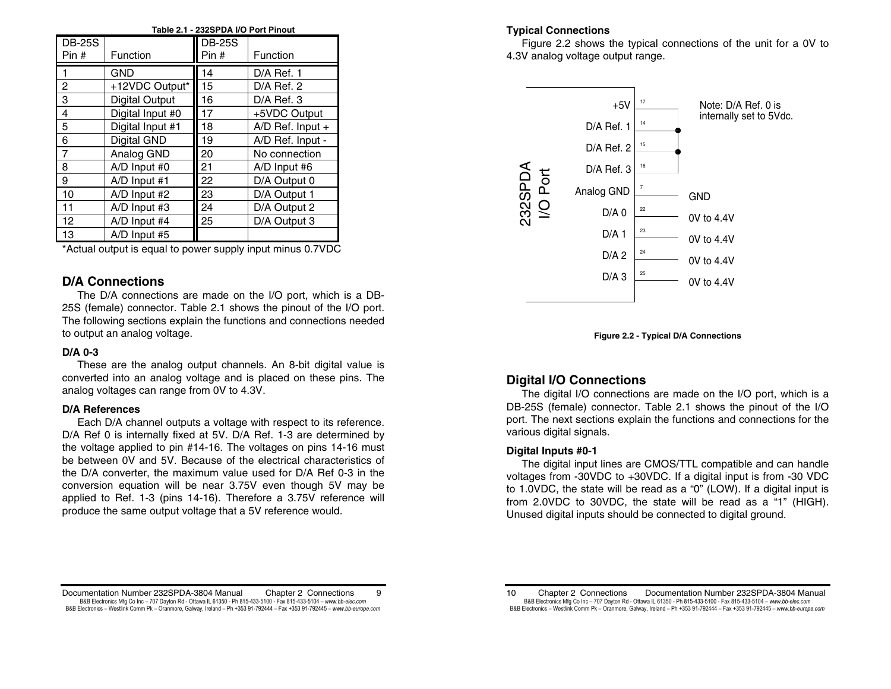**Table 2.1 - 232SPDA I/O Port Pinout**

| DB-25S Pin # | Function | DB-25S Pin # | Function |
|---|---|---|---|
| 1 | GND | 14 | D/A Ref. 1 |
| 2 | +12VDC Output* | 15 | D/A Ref. 2 |
| 3 | Digital Output | 16 | D/A Ref. 3 |
| 4 | Digital Input #0 | 17 | +5VDC Output |
| 5 | Digital Input #1 | 18 | A/D Ref. Input + |
| 6 | Digital GND | 19 | A/D Ref. Input - |
| 7 | Analog GND | 20 | No connection |
| 8 | A/D Input #0 | 21 | A/D Input #6 |
| 9 | A/D Input #1 | 22 | D/A Output 0 |
| 10 | A/D Input #2 | 23 | D/A Output 1 |
| 11 | A/D Input #3 | 24 | D/A Output 2 |
| 12 | A/D Input #4 | 25 | D/A Output 3 |
| 13 | A/D Input #5 | | |

*Actual output is equal to power supply input minus 0.7VDC

## D/A Connections

The D/A connections are made on the I/O port, which is a DB-25S (female) connector. Table 2.1 shows the pinout of the I/O port. The following sections explain the functions and connections needed to output an analog voltage.

### D/A 0-3

These are the analog output channels. An 8-bit digital value is converted into an analog voltage and is placed on these pins. The analog voltages can range from 0V to 4.3V.

### D/A References

Each D/A channel outputs a voltage with respect to its reference. D/A Ref 0 is internally fixed at 5V. D/A Ref. 1-3 are determined by the voltage applied to pin #14-16. The voltages on pins 14-16 must be between 0V and 5V. Because of the electrical characteristics of the D/A converter, the maximum value used for D/A Ref 0-3 in the conversion equation will be near 3.75V even though 5V may be applied to Ref. 1-3 (pins 14-16). Therefore a 3.75V reference will produce the same output voltage that a 5V reference would.

### Typical Connections

Figure 2.2 shows the typical connections of the unit for a 0V to 4.3V analog voltage output range.

232SPDA I/O Port

| Signal | Pin | Connection |
|---|---|---|
| +5V | 17 | |
| D/A Ref. 1 | 14 | |
| D/A Ref. 2 | 15 | |
| D/A Ref. 3 | 16 | |
| Analog GND | 7 | GND |
| D/A 0 | 22 | 0V to 4.4V |
| D/A 1 | 23 | 0V to 4.4V |
| D/A 2 | 24 | 0V to 4.4V |
| D/A 3 | 25 | 0V to 4.4V |

Note: D/A Ref. 0 is internally set to 5Vdc.

**Figure 2.2 - Typical D/A Connections**

## Digital I/O Connections

The digital I/O connections are made on the I/O port, which is a DB-25S (female) connector. Table 2.1 shows the pinout of the I/O port. The next sections explain the functions and connections for the various digital signals.

### Digital Inputs #0-1

The digital input lines are CMOS/TTL compatible and can handle voltages from -30VDC to +30VDC. If a digital input is from -30 VDC to 1.0VDC, the state will be read as a "0" (LOW). If a digital input is from 2.0VDC to 30VDC, the state will be read as a "1" (HIGH). Unused digital inputs should be connected to digital ground.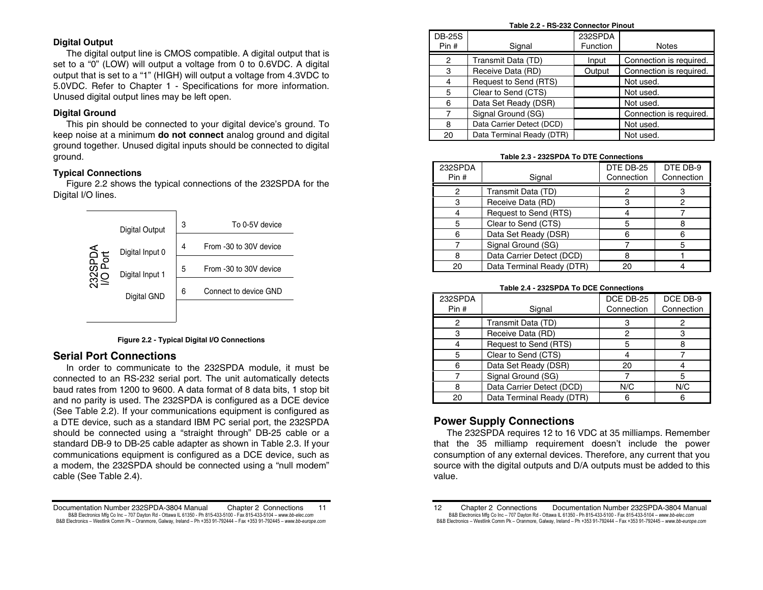### Digital Output

The digital output line is CMOS compatible. A digital output that is set to a "0" (LOW) will output a voltage from 0 to 0.6VDC. A digital output that is set to a "1" (HIGH) will output a voltage from 4.3VDC to 5.0VDC. Refer to Chapter 1 - Specifications for more information. Unused digital output lines may be left open.

### Digital Ground

This pin should be connected to your digital device's ground. To keep noise at a minimum **do not connect** analog ground and digital ground together. Unused digital inputs should be connected to digital ground.

### Typical Connections

Figure 2.2 shows the typical connections of the 232SPDA for the Digital I/O lines.

| 232SPDA I/O Port | Pin | Connection |
|---|---|---|
| Digital Output | 3 | To 0-5V device |
| Digital Input 0 | 4 | From -30 to 30V device |
| Digital Input 1 | 5 | From -30 to 30V device |
| Digital GND | 6 | Connect to device GND |

**Figure 2.2 - Typical Digital I/O Connections**

## Serial Port Connections

In order to communicate to the 232SPDA module, it must be connected to an RS-232 serial port. The unit automatically detects baud rates from 1200 to 9600. A data format of 8 data bits, 1 stop bit and no parity is used. The 232SPDA is configured as a DCE device (See Table 2.2). If your communications equipment is configured as a DTE device, such as a standard IBM PC serial port, the 232SPDA should be connected using a "straight through" DB-25 cable or a standard DB-9 to DB-25 cable adapter as shown in Table 2.3. If your communications equipment is configured as a DCE device, such as a modem, the 232SPDA should be connected using a "null modem" cable (See Table 2.4).

**Table 2.2 - RS-232 Connector Pinout**

| DB-25S Pin # | Signal | 232SPDA Function | Notes |
|---|---|---|---|
| 2 | Transmit Data (TD) | Input | Connection is required. |
| 3 | Receive Data (RD) | Output | Connection is required. |
| 4 | Request to Send (RTS) | | Not used. |
| 5 | Clear to Send (CTS) | | Not used. |
| 6 | Data Set Ready (DSR) | | Not used. |
| 7 | Signal Ground (SG) | | Connection is required. |
| 8 | Data Carrier Detect (DCD) | | Not used. |
| 20 | Data Terminal Ready (DTR) | | Not used. |

**Table 2.3 - 232SPDA To DTE Connections**

| 232SPDA Pin # | Signal | DTE DB-25 Connection | DTE DB-9 Connection |
|---|---|---|---|
| 2 | Transmit Data (TD) | 2 | 3 |
| 3 | Receive Data (RD) | 3 | 2 |
| 4 | Request to Send (RTS) | 4 | 7 |
| 5 | Clear to Send (CTS) | 5 | 8 |
| 6 | Data Set Ready (DSR) | 6 | 6 |
| 7 | Signal Ground (SG) | 7 | 5 |
| 8 | Data Carrier Detect (DCD) | 8 | 1 |
| 20 | Data Terminal Ready (DTR) | 20 | 4 |

**Table 2.4 - 232SPDA To DCE Connections**

| 232SPDA Pin # | Signal | DCE DB-25 Connection | DCE DB-9 Connection |
|---|---|---|---|
| 2 | Transmit Data (TD) | 3 | 2 |
| 3 | Receive Data (RD) | 2 | 3 |
| 4 | Request to Send (RTS) | 5 | 8 |
| 5 | Clear to Send (CTS) | 4 | 7 |
| 6 | Data Set Ready (DSR) | 20 | 4 |
| 7 | Signal Ground (SG) | 7 | 5 |
| 8 | Data Carrier Detect (DCD) | N/C | N/C |
| 20 | Data Terminal Ready (DTR) | 6 | 6 |

## Power Supply Connections

The 232SPDA requires 12 to 16 VDC at 35 milliamps. Remember that the 35 milliamp requirement doesn't include the power consumption of any external devices. Therefore, any current that you source with the digital outputs and D/A outputs must be added to this value.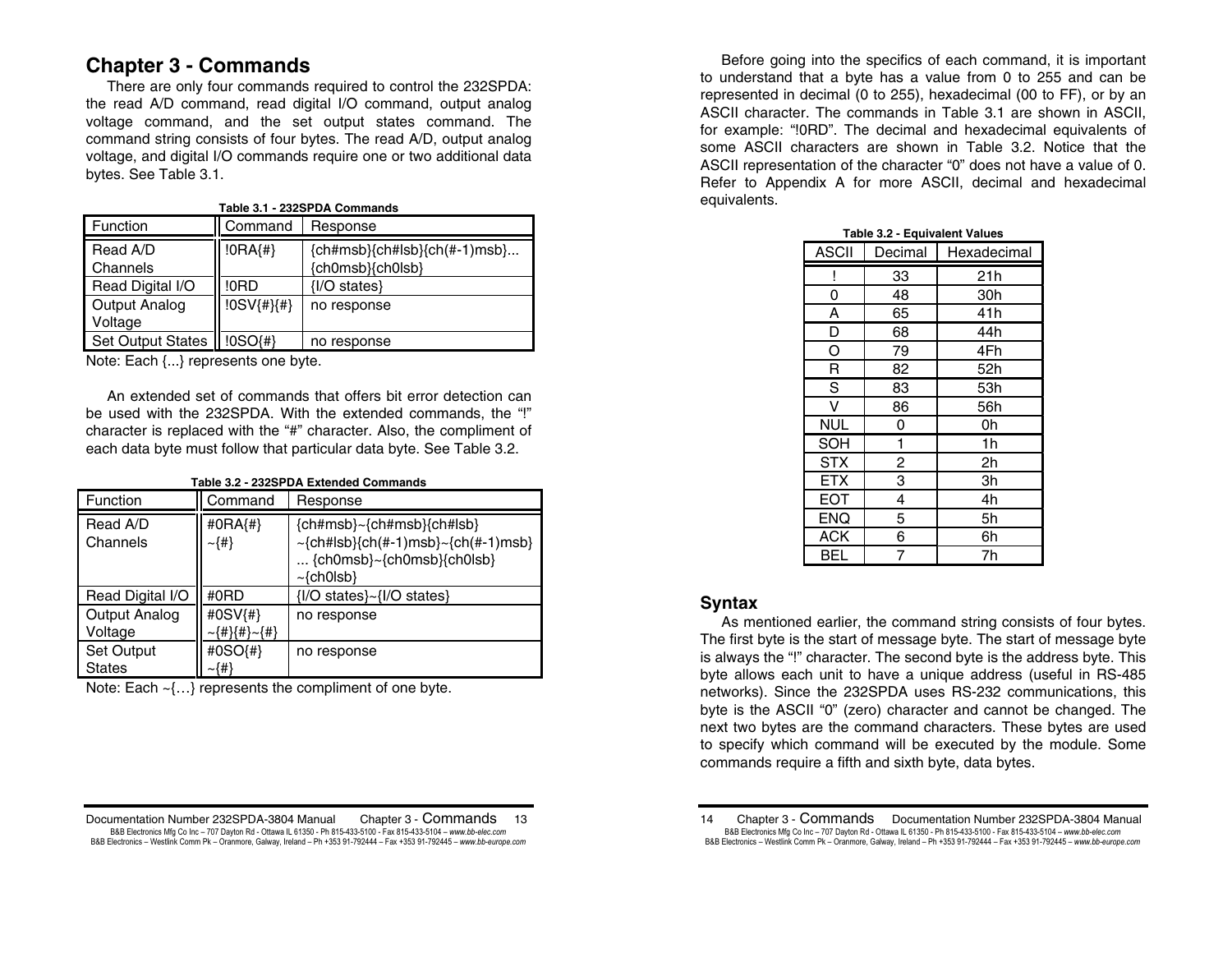# Chapter 3 - Commands

There are only four commands required to control the 232SPDA: the read A/D command, read digital I/O command, output analog voltage command, and the set output states command. The command string consists of four bytes. The read A/D, output analog voltage, and digital I/O commands require one or two additional data bytes. See Table 3.1.

**Table 3.1 - 232SPDA Commands**

| Function | Command | Response |
|---|---|---|
| Read A/D Channels | !0RA{#} | {ch#msb}{ch#lsb}{ch(#-1)msb}... {ch0msb}{ch0lsb} |
| Read Digital I/O | !0RD | {I/O states} |
| Output Analog Voltage | !0SV{#}{#} | no response |
| Set Output States | !0SO{#} | no response |

Note: Each {...} represents one byte.

An extended set of commands that offers bit error detection can be used with the 232SPDA. With the extended commands, the "!" character is replaced with the "#" character. Also, the compliment of each data byte must follow that particular data byte. See Table 3.2.

**Table 3.2 - 232SPDA Extended Commands**

| Function | Command | Response |
|---|---|---|
| Read A/D Channels | #0RA{#} ~{#} | {ch#msb}~{ch#msb}{ch#lsb} ~{ch#lsb}{ch(#-1)msb}~{ch(#-1)msb} ... {ch0msb}~{ch0msb}{ch0lsb} ~{ch0lsb} |
| Read Digital I/O | #0RD | {I/O states}~{I/O states} |
| Output Analog Voltage | #0SV{#} ~{#}{#}~{#} | no response |
| Set Output States | #0SO{#} ~{#} | no response |

Note: Each ~{…} represents the compliment of one byte.

Before going into the specifics of each command, it is important to understand that a byte has a value from 0 to 255 and can be represented in decimal (0 to 255), hexadecimal (00 to FF), or by an ASCII character. The commands in Table 3.1 are shown in ASCII, for example: "!0RD". The decimal and hexadecimal equivalents of some ASCII characters are shown in Table 3.2. Notice that the ASCII representation of the character "0" does not have a value of 0. Refer to Appendix A for more ASCII, decimal and hexadecimal equivalents.

**Table 3.2 - Equivalent Values**

| ASCII | Decimal | Hexadecimal |
|---|---|---|
| ! | 33 | 21h |
| 0 | 48 | 30h |
| A | 65 | 41h |
| D | 68 | 44h |
| O | 79 | 4Fh |
| R | 82 | 52h |
| S | 83 | 53h |
| V | 86 | 56h |
| NUL | 0 | 0h |
| SOH | 1 | 1h |
| STX | 2 | 2h |
| ETX | 3 | 3h |
| EOT | 4 | 4h |
| ENQ | 5 | 5h |
| ACK | 6 | 6h |
| BEL | 7 | 7h |

## Syntax

As mentioned earlier, the command string consists of four bytes. The first byte is the start of message byte. The start of message byte is always the "!" character. The second byte is the address byte. This byte allows each unit to have a unique address (useful in RS-485 networks). Since the 232SPDA uses RS-232 communications, this byte is the ASCII "0" (zero) character and cannot be changed. The next two bytes are the command characters. These bytes are used to specify which command will be executed by the module. Some commands require a fifth and sixth byte, data bytes.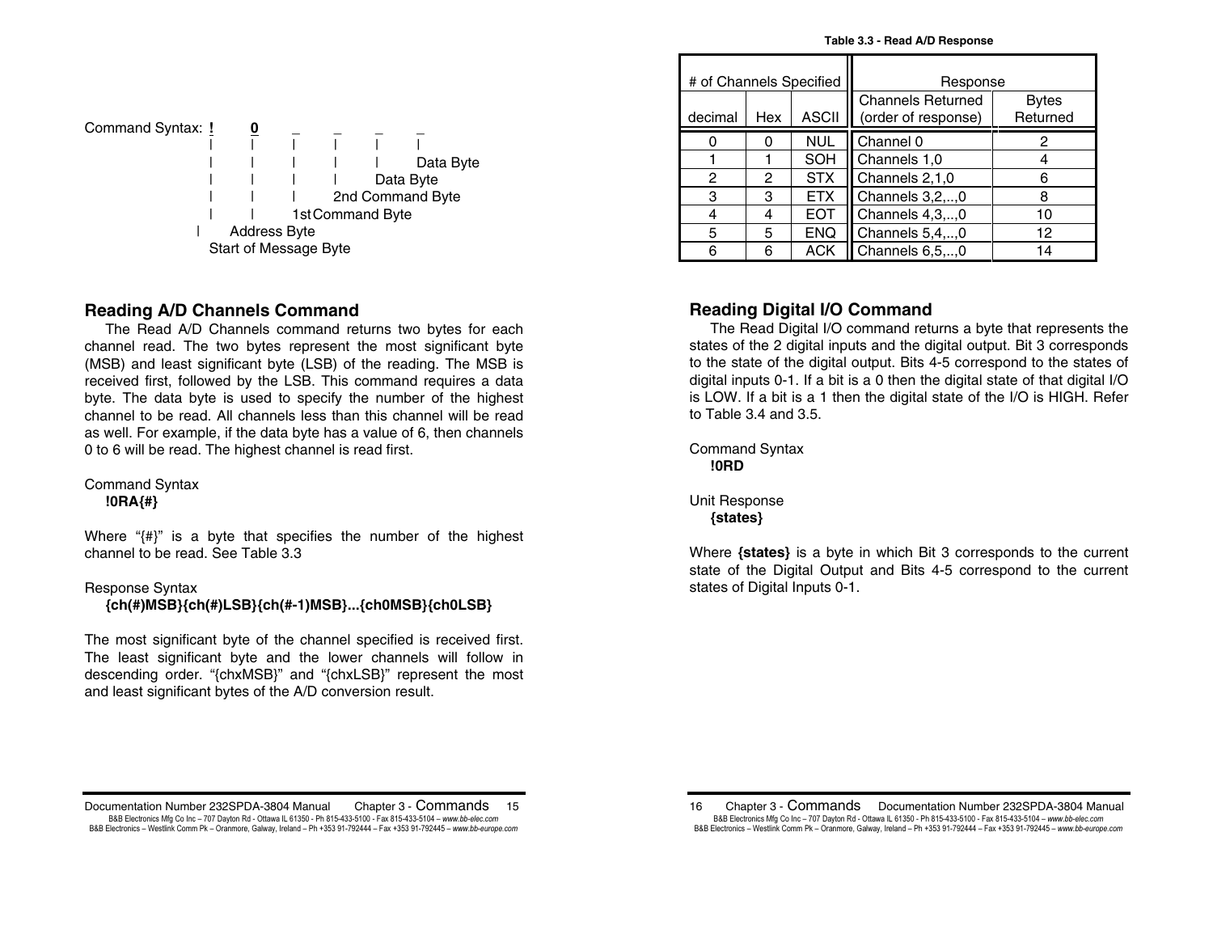Command Syntax: **!** **0** _ _ _ _

```
Command Syntax:  !    0    _    _    _    _
                 |    |    |    |    |    |
                 |    |    |    |    |    Data Byte
                 |    |    |    |    Data Byte
                 |    |    |    2nd Command Byte
                 |    |    1st Command Byte
                 |    Address Byte
                 Start of Message Byte
```

## Reading A/D Channels Command

The Read A/D Channels command returns two bytes for each channel read. The two bytes represent the most significant byte (MSB) and least significant byte (LSB) of the reading. The MSB is received first, followed by the LSB. This command requires a data byte. The data byte is used to specify the number of the highest channel to be read. All channels less than this channel will be read as well. For example, if the data byte has a value of 6, then channels 0 to 6 will be read. The highest channel is read first.

Command Syntax
**!0RA{#}**

Where "{#}" is a byte that specifies the number of the highest channel to be read. See Table 3.3

Response Syntax
**{ch(#)MSB}{ch(#)LSB}{ch(#-1)MSB}...{ch0MSB}{ch0LSB}**

The most significant byte of the channel specified is received first. The least significant byte and the lower channels will follow in descending order. "{chxMSB}" and "{chxLSB}" represent the most and least significant bytes of the A/D conversion result.

**Table 3.3 - Read A/D Response**

| # of Channels Specified | | | Response | |
|---|---|---|---|---|
| decimal | Hex | ASCII | Channels Returned (order of response) | Bytes Returned |
| 0 | 0 | NUL | Channel 0 | 2 |
| 1 | 1 | SOH | Channels 1,0 | 4 |
| 2 | 2 | STX | Channels 2,1,0 | 6 |
| 3 | 3 | ETX | Channels 3,2,..,0 | 8 |
| 4 | 4 | EOT | Channels 4,3,..,0 | 10 |
| 5 | 5 | ENQ | Channels 5,4,..,0 | 12 |
| 6 | 6 | ACK | Channels 6,5,..,0 | 14 |

## Reading Digital I/O Command

The Read Digital I/O command returns a byte that represents the states of the 2 digital inputs and the digital output. Bit 3 corresponds to the state of the digital output. Bits 4-5 correspond to the states of digital inputs 0-1. If a bit is a 0 then the digital state of that digital I/O is LOW. If a bit is a 1 then the digital state of the I/O is HIGH. Refer to Table 3.4 and 3.5.

Command Syntax
**!0RD**

Unit Response
**{states}**

Where **{states}** is a byte in which Bit 3 corresponds to the current state of the Digital Output and Bits 4-5 correspond to the current states of Digital Inputs 0-1.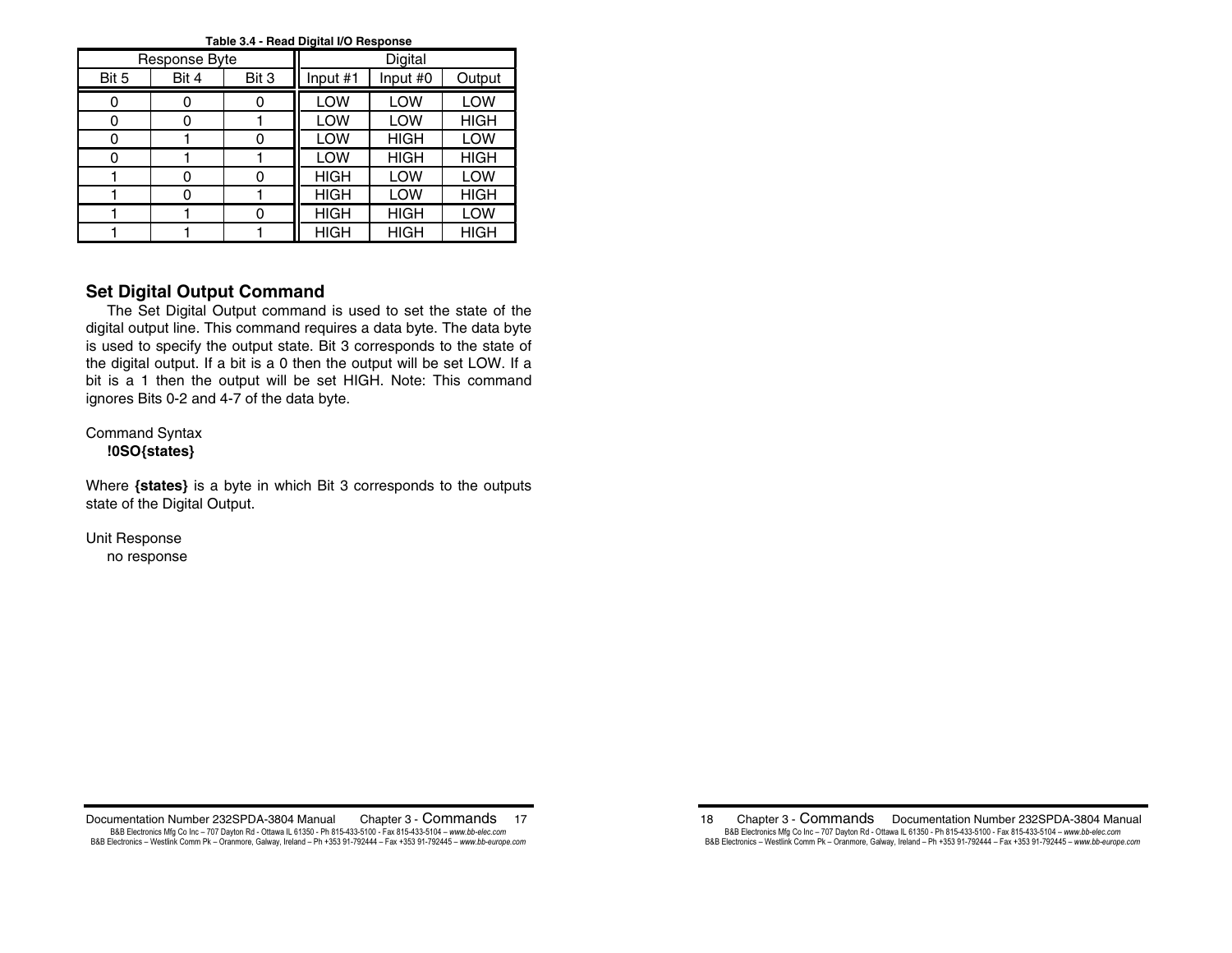**Table 3.4 - Read Digital I/O Response**

| Response Byte | | | Digital | | |
|---|---|---|---|---|---|
| Bit 5 | Bit 4 | Bit 3 | Input #1 | Input #0 | Output |
| 0 | 0 | 0 | LOW | LOW | LOW |
| 0 | 0 | 1 | LOW | LOW | HIGH |
| 0 | 1 | 0 | LOW | HIGH | LOW |
| 0 | 1 | 1 | LOW | HIGH | HIGH |
| 1 | 0 | 0 | HIGH | LOW | LOW |
| 1 | 0 | 1 | HIGH | LOW | HIGH |
| 1 | 1 | 0 | HIGH | HIGH | LOW |
| 1 | 1 | 1 | HIGH | HIGH | HIGH |

## Set Digital Output Command

The Set Digital Output command is used to set the state of the digital output line. This command requires a data byte. The data byte is used to specify the output state. Bit 3 corresponds to the state of the digital output. If a bit is a 0 then the output will be set LOW. If a bit is a 1 then the output will be set HIGH. Note: This command ignores Bits 0-2 and 4-7 of the data byte.

Command Syntax

**!0SO{states}**

Where **{states}** is a byte in which Bit 3 corresponds to the outputs state of the Digital Output.

Unit Response

no response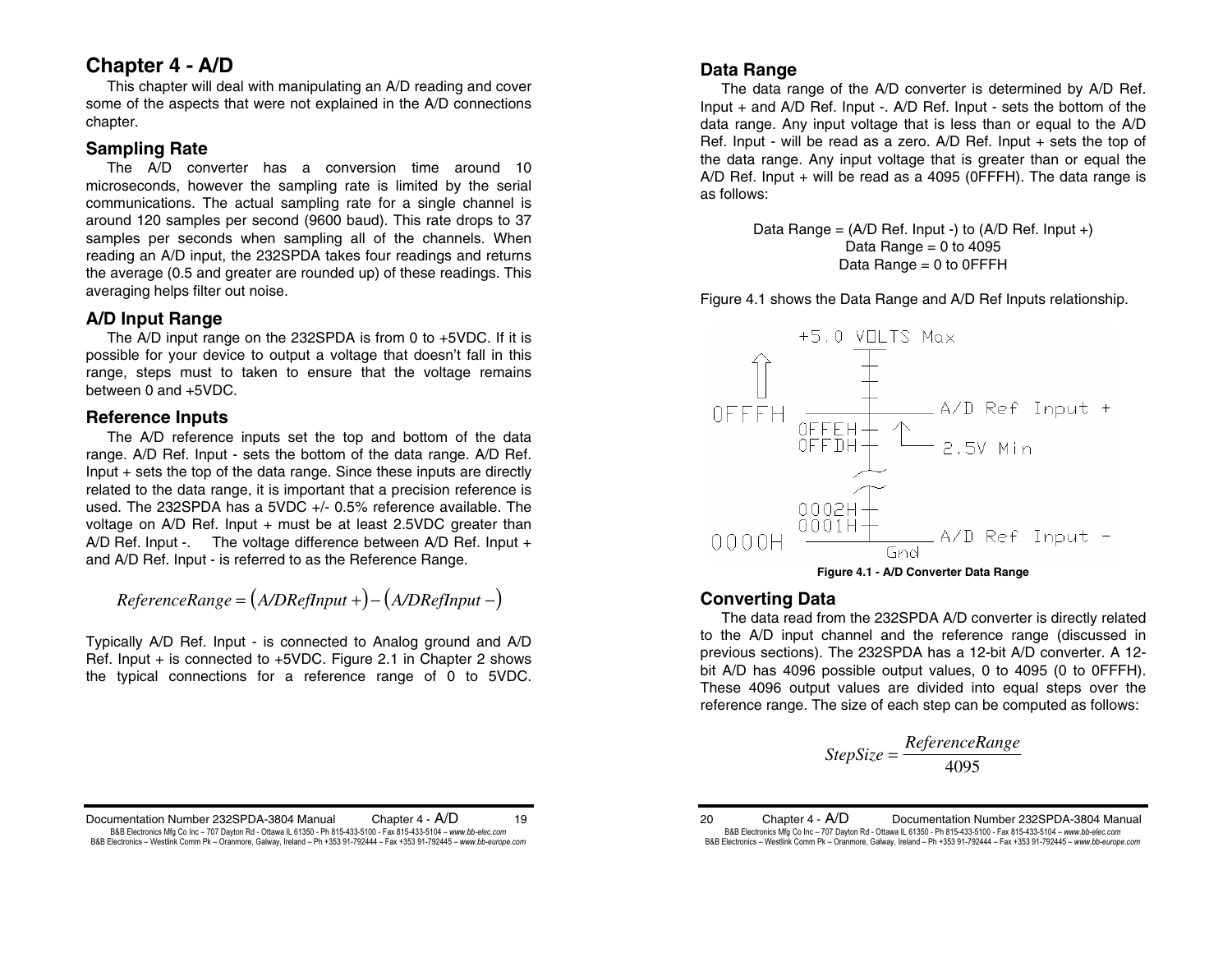# Chapter 4 - A/D

This chapter will deal with manipulating an A/D reading and cover some of the aspects that were not explained in the A/D connections chapter.

## Sampling Rate

The A/D converter has a conversion time around 10 microseconds, however the sampling rate is limited by the serial communications. The actual sampling rate for a single channel is around 120 samples per second (9600 baud). This rate drops to 37 samples per seconds when sampling all of the channels. When reading an A/D input, the 232SPDA takes four readings and returns the average (0.5 and greater are rounded up) of these readings. This averaging helps filter out noise.

## A/D Input Range

The A/D input range on the 232SPDA is from 0 to +5VDC. If it is possible for your device to output a voltage that doesn't fall in this range, steps must to taken to ensure that the voltage remains between 0 and +5VDC.

## Reference Inputs

The A/D reference inputs set the top and bottom of the data range. A/D Ref. Input - sets the bottom of the data range. A/D Ref. Input + sets the top of the data range. Since these inputs are directly related to the data range, it is important that a precision reference is used. The 232SPDA has a 5VDC +/- 0.5% reference available. The voltage on A/D Ref. Input + must be at least 2.5VDC greater than A/D Ref. Input -. The voltage difference between A/D Ref. Input + and A/D Ref. Input - is referred to as the Reference Range.

$$ReferenceRange = (A/DRefInput+) - (A/DRefInput-)$$

Typically A/D Ref. Input - is connected to Analog ground and A/D Ref. Input + is connected to +5VDC. Figure 2.1 in Chapter 2 shows the typical connections for a reference range of 0 to 5VDC.

## Data Range

The data range of the A/D converter is determined by A/D Ref. Input + and A/D Ref. Input -. A/D Ref. Input - sets the bottom of the data range. Any input voltage that is less than or equal to the A/D Ref. Input - will be read as a zero. A/D Ref. Input + sets the top of the data range. Any input voltage that is greater than or equal the A/D Ref. Input + will be read as a 4095 (0FFFH). The data range is as follows:

Data Range = (A/D Ref. Input -) to (A/D Ref. Input +)
Data Range = 0 to 4095
Data Range = 0 to 0FFFH

Figure 4.1 shows the Data Range and A/D Ref Inputs relationship.

+5.0 VOLTS Max
0FFFH — A/D Ref Input +
0FFEH
0FFDH — 2.5V Min
0002H
0001H
0000H — A/D Ref Input -
Gnd

**Figure 4.1 - A/D Converter Data Range**

## Converting Data

The data read from the 232SPDA A/D converter is directly related to the A/D input channel and the reference range (discussed in previous sections). The 232SPDA has a 12-bit A/D converter. A 12-bit A/D has 4096 possible output values, 0 to 4095 (0 to 0FFFH). These 4096 output values are divided into equal steps over the reference range. The size of each step can be computed as follows:

$$StepSize = \frac{ReferenceRange}{4095}$$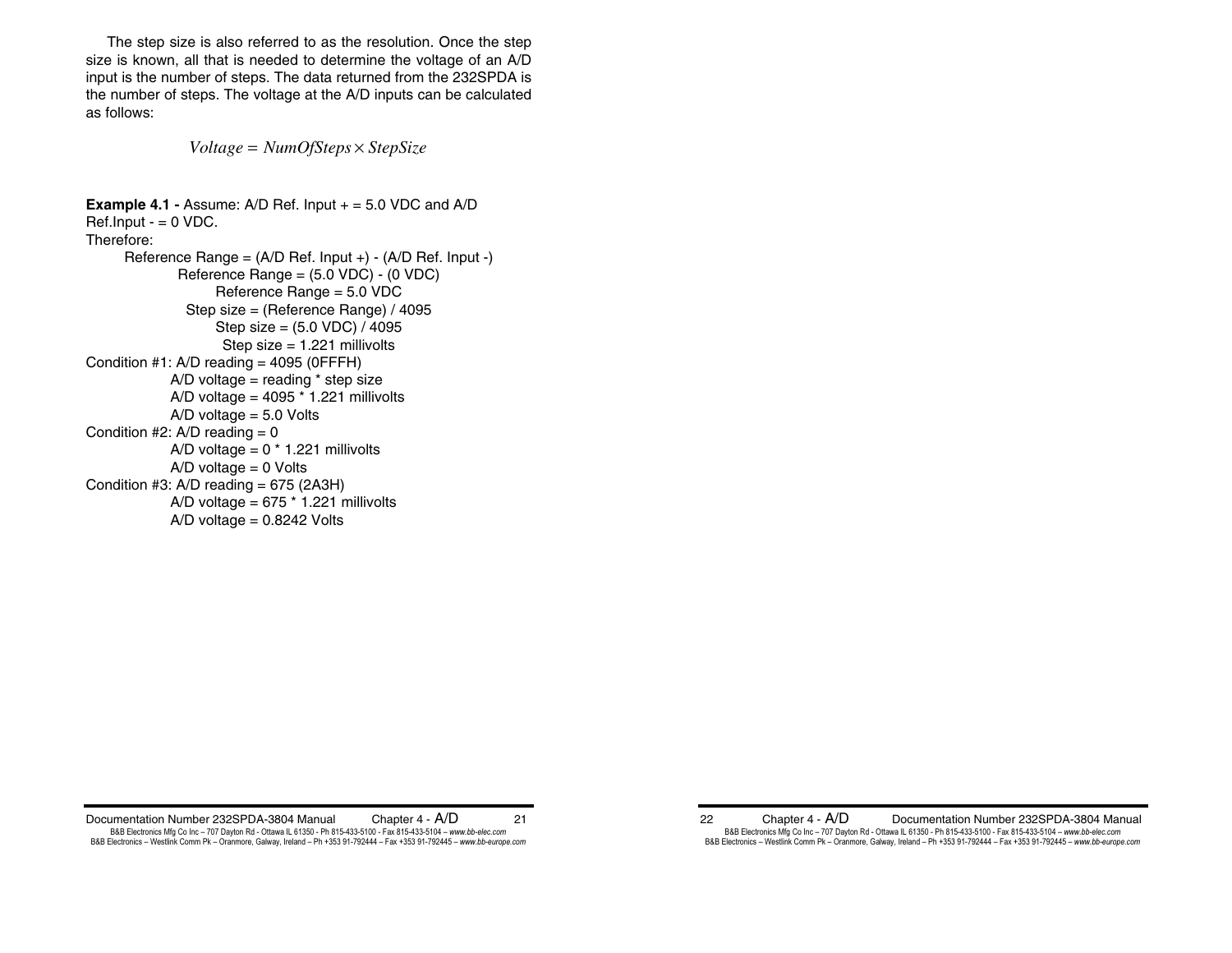The step size is also referred to as the resolution. Once the step size is known, all that is needed to determine the voltage of an A/D input is the number of steps. The data returned from the 232SPDA is the number of steps. The voltage at the A/D inputs can be calculated as follows:

$$Voltage = NumOfSteps \times StepSize$$

**Example 4.1 -** Assume: A/D Ref. Input + = 5.0 VDC and A/D Ref.Input - = 0 VDC.

Therefore:

Reference Range = (A/D Ref. Input +) - (A/D Ref. Input -)
Reference Range = (5.0 VDC) - (0 VDC)
Reference Range = 5.0 VDC
Step size = (Reference Range) / 4095
Step size = (5.0 VDC) / 4095
Step size = 1.221 millivolts

Condition #1: A/D reading = 4095 (0FFFH)
A/D voltage = reading * step size
A/D voltage = 4095 * 1.221 millivolts
A/D voltage = 5.0 Volts

Condition #2: A/D reading = 0
A/D voltage = 0 * 1.221 millivolts
A/D voltage = 0 Volts

Condition #3: A/D reading = 675 (2A3H)
A/D voltage = 675 * 1.221 millivolts
A/D voltage = 0.8242 Volts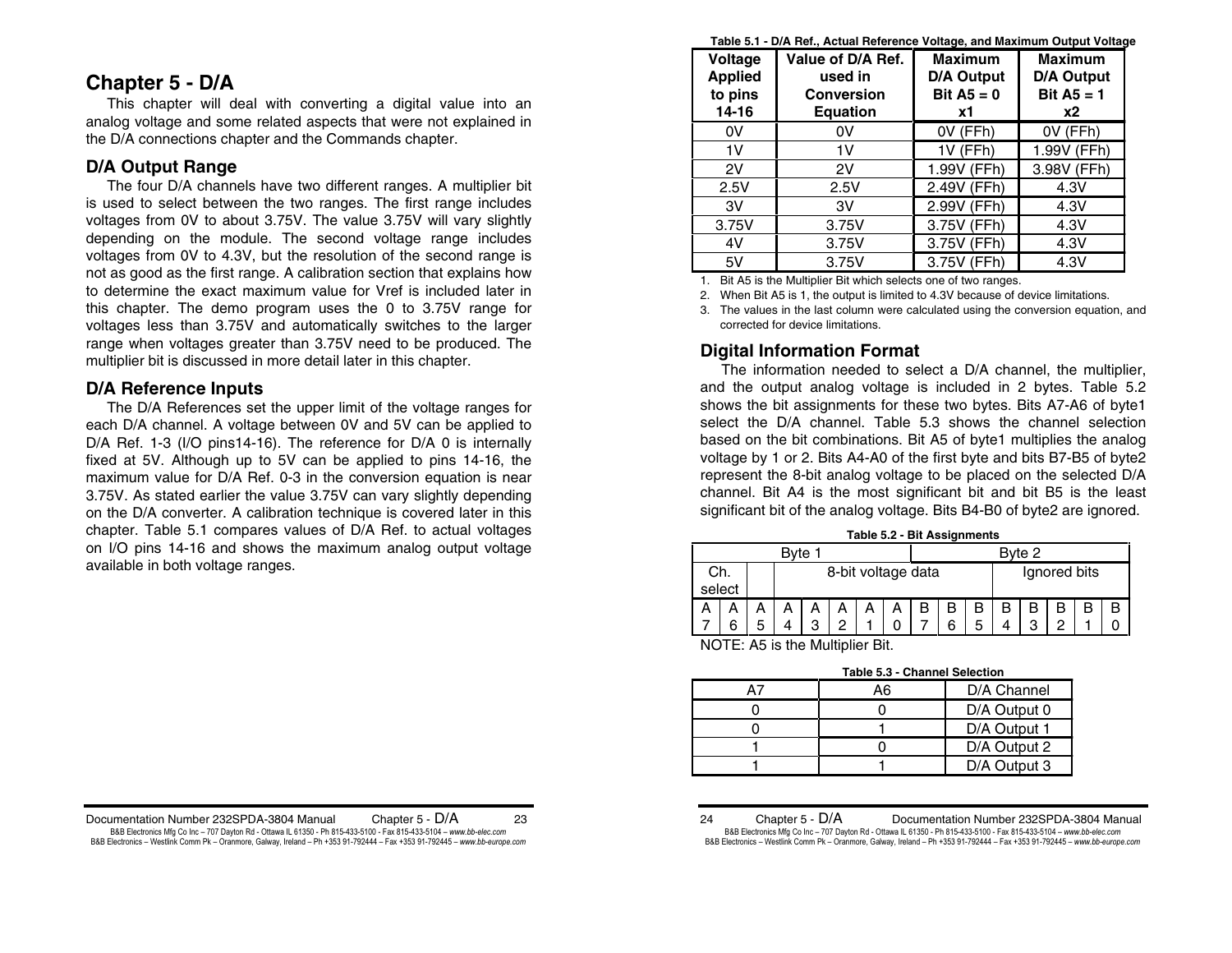# Chapter 5 - D/A

This chapter will deal with converting a digital value into an analog voltage and some related aspects that were not explained in the D/A connections chapter and the Commands chapter.

## D/A Output Range

The four D/A channels have two different ranges. A multiplier bit is used to select between the two ranges. The first range includes voltages from 0V to about 3.75V. The value 3.75V will vary slightly depending on the module. The second voltage range includes voltages from 0V to 4.3V, but the resolution of the second range is not as good as the first range. A calibration section that explains how to determine the exact maximum value for Vref is included later in this chapter. The demo program uses the 0 to 3.75V range for voltages less than 3.75V and automatically switches to the larger range when voltages greater than 3.75V need to be produced. The multiplier bit is discussed in more detail later in this chapter.

## D/A Reference Inputs

The D/A References set the upper limit of the voltage ranges for each D/A channel. A voltage between 0V and 5V can be applied to D/A Ref. 1-3 (I/O pins14-16). The reference for D/A 0 is internally fixed at 5V. Although up to 5V can be applied to pins 14-16, the maximum value for D/A Ref. 0-3 in the conversion equation is near 3.75V. As stated earlier the value 3.75V can vary slightly depending on the D/A converter. A calibration technique is covered later in this chapter. Table 5.1 compares values of D/A Ref. to actual voltages on I/O pins 14-16 and shows the maximum analog output voltage available in both voltage ranges.

**Table 5.1 - D/A Ref., Actual Reference Voltage, and Maximum Output Voltage**

| Voltage Applied to pins 14-16 | Value of D/A Ref. used in Conversion Equation | Maximum D/A Output Bit A5 = 0 x1 | Maximum D/A Output Bit A5 = 1 x2 |
|---|---|---|---|
| 0V | 0V | 0V (FFh) | 0V (FFh) |
| 1V | 1V | 1V (FFh) | 1.99V (FFh) |
| 2V | 2V | 1.99V (FFh) | 3.98V (FFh) |
| 2.5V | 2.5V | 2.49V (FFh) | 4.3V |
| 3V | 3V | 2.99V (FFh) | 4.3V |
| 3.75V | 3.75V | 3.75V (FFh) | 4.3V |
| 4V | 3.75V | 3.75V (FFh) | 4.3V |
| 5V | 3.75V | 3.75V (FFh) | 4.3V |

1. Bit A5 is the Multiplier Bit which selects one of two ranges.
2. When Bit A5 is 1, the output is limited to 4.3V because of device limitations.
3. The values in the last column were calculated using the conversion equation, and corrected for device limitations.

## Digital Information Format

The information needed to select a D/A channel, the multiplier, and the output analog voltage is included in 2 bytes. Table 5.2 shows the bit assignments for these two bytes. Bits A7-A6 of byte1 select the D/A channel. Table 5.3 shows the channel selection based on the bit combinations. Bit A5 of byte1 multiplies the analog voltage by 1 or 2. Bits A4-A0 of the first byte and bits B7-B5 of byte2 represent the 8-bit analog voltage to be placed on the selected D/A channel. Bit A4 is the most significant bit and bit B5 is the least significant bit of the analog voltage. Bits B4-B0 of byte2 are ignored.

**Table 5.2 - Bit Assignments**

| Byte 1 | | | | | | | | Byte 2 | | | | | | | |
|---|---|---|---|---|---|---|---|---|---|---|---|---|---|---|---|
| Ch. select | | | 8-bit voltage data | | | | | | | | Ignored bits | | | | |
| A7 | A6 | A5 | A4 | A3 | A2 | A1 | A0 | B7 | B6 | B5 | B4 | B3 | B2 | B1 | B0 |

NOTE: A5 is the Multiplier Bit.

**Table 5.3 - Channel Selection**

| A7 | A6 | D/A Channel |
|---|---|---|
| 0 | 0 | D/A Output 0 |
| 0 | 1 | D/A Output 1 |
| 1 | 0 | D/A Output 2 |
| 1 | 1 | D/A Output 3 |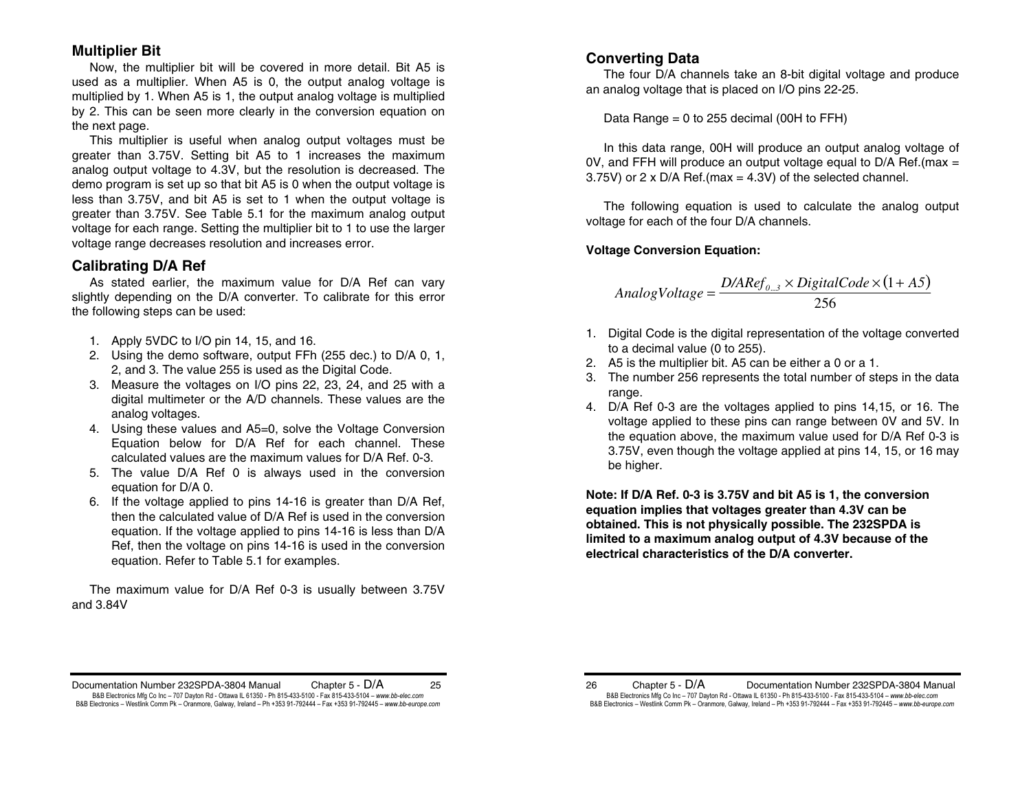## Multiplier Bit

Now, the multiplier bit will be covered in more detail. Bit A5 is used as a multiplier. When A5 is 0, the output analog voltage is multiplied by 1. When A5 is 1, the output analog voltage is multiplied by 2. This can be seen more clearly in the conversion equation on the next page.

This multiplier is useful when analog output voltages must be greater than 3.75V. Setting bit A5 to 1 increases the maximum analog output voltage to 4.3V, but the resolution is decreased. The demo program is set up so that bit A5 is 0 when the output voltage is less than 3.75V, and bit A5 is set to 1 when the output voltage is greater than 3.75V. See Table 5.1 for the maximum analog output voltage for each range. Setting the multiplier bit to 1 to use the larger voltage range decreases resolution and increases error.

## Calibrating D/A Ref

As stated earlier, the maximum value for D/A Ref can vary slightly depending on the D/A converter. To calibrate for this error the following steps can be used:

1. Apply 5VDC to I/O pin 14, 15, and 16.
2. Using the demo software, output FFh (255 dec.) to D/A 0, 1, 2, and 3. The value 255 is used as the Digital Code.
3. Measure the voltages on I/O pins 22, 23, 24, and 25 with a digital multimeter or the A/D channels. These values are the analog voltages.
4. Using these values and A5=0, solve the Voltage Conversion Equation below for D/A Ref for each channel. These calculated values are the maximum values for D/A Ref. 0-3.
5. The value D/A Ref 0 is always used in the conversion equation for D/A 0.
6. If the voltage applied to pins 14-16 is greater than D/A Ref, then the calculated value of D/A Ref is used in the conversion equation. If the voltage applied to pins 14-16 is less than D/A Ref, then the voltage on pins 14-16 is used in the conversion equation. Refer to Table 5.1 for examples.

The maximum value for D/A Ref 0-3 is usually between 3.75V and 3.84V

## Converting Data

The four D/A channels take an 8-bit digital voltage and produce an analog voltage that is placed on I/O pins 22-25.

Data Range = 0 to 255 decimal (00H to FFH)

In this data range, 00H will produce an output analog voltage of 0V, and FFH will produce an output voltage equal to D/A Ref.(max = 3.75V) or 2 x D/A Ref.(max = 4.3V) of the selected channel.

The following equation is used to calculate the analog output voltage for each of the four D/A channels.

**Voltage Conversion Equation:**

$$AnalogVoltage = \frac{D/ARef_{0...3} \times DigitalCode \times (1 + A5)}{256}$$

1. Digital Code is the digital representation of the voltage converted to a decimal value (0 to 255).
2. A5 is the multiplier bit. A5 can be either a 0 or a 1.
3. The number 256 represents the total number of steps in the data range.
4. D/A Ref 0-3 are the voltages applied to pins 14,15, or 16. The voltage applied to these pins can range between 0V and 5V. In the equation above, the maximum value used for D/A Ref 0-3 is 3.75V, even though the voltage applied at pins 14, 15, or 16 may be higher.

**Note: If D/A Ref. 0-3 is 3.75V and bit A5 is 1, the conversion equation implies that voltages greater than 4.3V can be obtained. This is not physically possible. The 232SPDA is limited to a maximum analog output of 4.3V because of the electrical characteristics of the D/A converter.**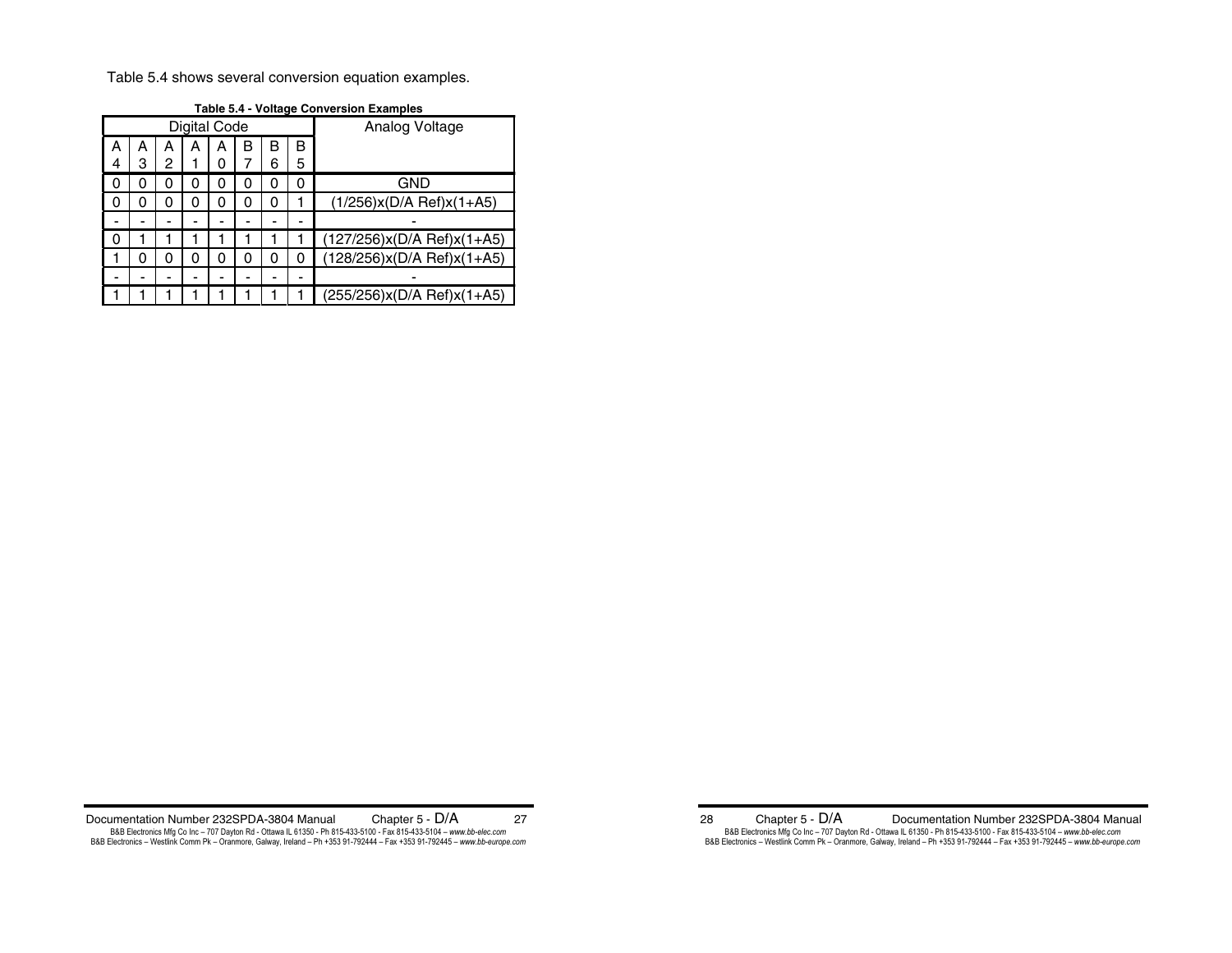Table 5.4 shows several conversion equation examples.

**Table 5.4 - Voltage Conversion Examples**

| Digital Code | | | | | | | | Analog Voltage |
|---|---|---|---|---|---|---|---|---|
| A4 | A3 | A2 | A1 | A0 | B7 | B6 | B5 | |
| 0 | 0 | 0 | 0 | 0 | 0 | 0 | 0 | GND |
| 0 | 0 | 0 | 0 | 0 | 0 | 0 | 1 | (1/256)x(D/A Ref)x(1+A5) |
| - | - | - | - | - | - | - | - | - |
| 0 | 1 | 1 | 1 | 1 | 1 | 1 | 1 | (127/256)x(D/A Ref)x(1+A5) |
| 1 | 0 | 0 | 0 | 0 | 0 | 0 | 0 | (128/256)x(D/A Ref)x(1+A5) |
| - | - | - | - | - | - | - | - | - |
| 1 | 1 | 1 | 1 | 1 | 1 | 1 | 1 | (255/256)x(D/A Ref)x(1+A5) |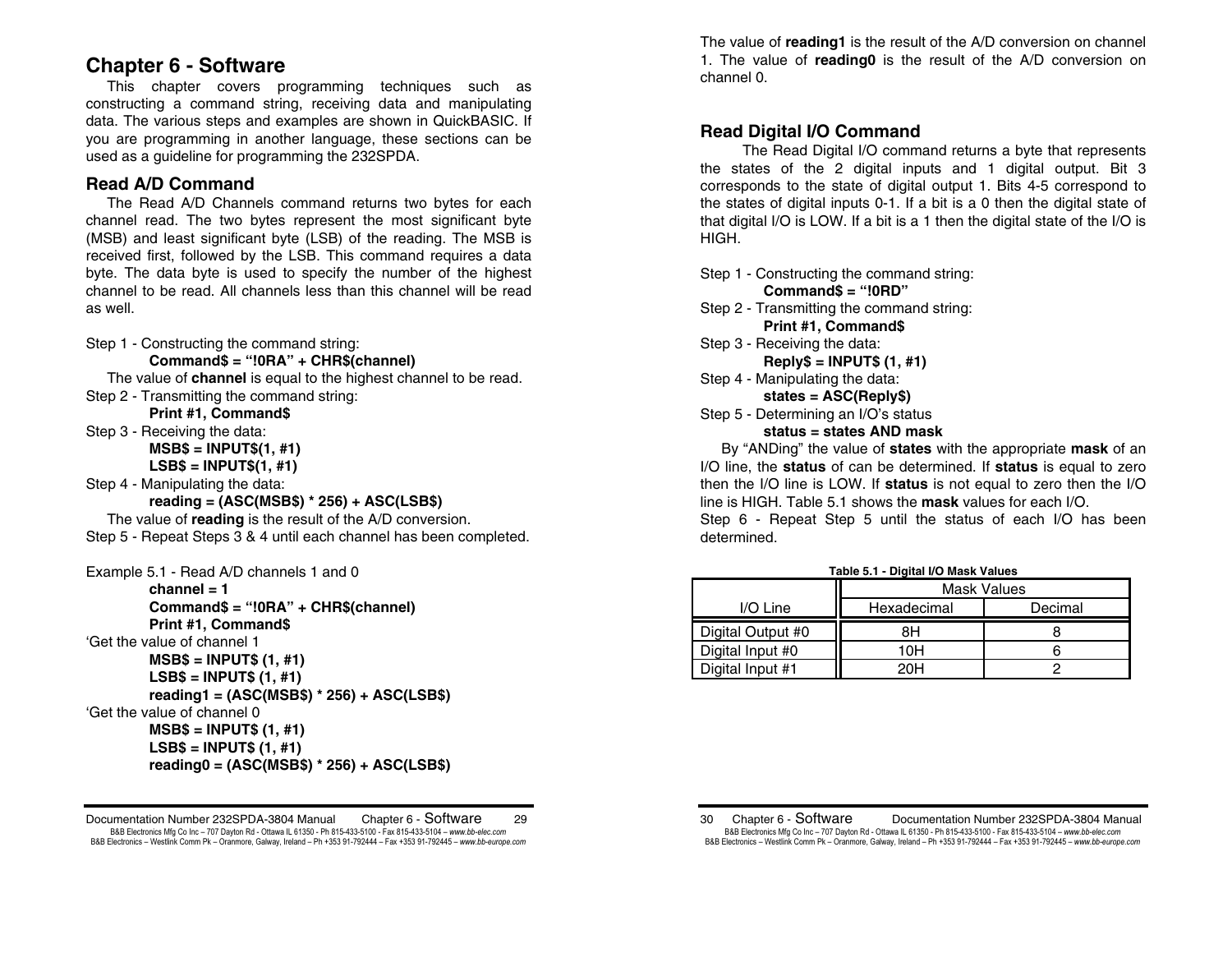# Chapter 6 - Software

This chapter covers programming techniques such as constructing a command string, receiving data and manipulating data. The various steps and examples are shown in QuickBASIC. If you are programming in another language, these sections can be used as a guideline for programming the 232SPDA.

## Read A/D Command

The Read A/D Channels command returns two bytes for each channel read. The two bytes represent the most significant byte (MSB) and least significant byte (LSB) of the reading. The MSB is received first, followed by the LSB. This command requires a data byte. The data byte is used to specify the number of the highest channel to be read. All channels less than this channel will be read as well.

Step 1 - Constructing the command string:

**Command$ = "!0RA" + CHR$(channel)**

The value of **channel** is equal to the highest channel to be read.

Step 2 - Transmitting the command string:

**Print #1, Command$**

Step 3 - Receiving the data:

**MSB$ = INPUT$(1, #1)**
**LSB$ = INPUT$(1, #1)**

Step 4 - Manipulating the data:

**reading = (ASC(MSB$) * 256) + ASC(LSB$)**

The value of **reading** is the result of the A/D conversion.

Step 5 - Repeat Steps 3 & 4 until each channel has been completed.

Example 5.1 - Read A/D channels 1 and 0

```
        channel = 1
        Command$ = "!0RA" + CHR$(channel)
        Print #1, Command$
'Get the value of channel 1
        MSB$ = INPUT$ (1, #1)
        LSB$ = INPUT$ (1, #1)
        reading1 = (ASC(MSB$) * 256) + ASC(LSB$)
'Get the value of channel 0
        MSB$ = INPUT$ (1, #1)
        LSB$ = INPUT$ (1, #1)
        reading0 = (ASC(MSB$) * 256) + ASC(LSB$)
```

The value of **reading1** is the result of the A/D conversion on channel 1. The value of **reading0** is the result of the A/D conversion on channel 0.

## Read Digital I/O Command

The Read Digital I/O command returns a byte that represents the states of the 2 digital inputs and 1 digital output. Bit 3 corresponds to the state of digital output 1. Bits 4-5 correspond to the states of digital inputs 0-1. If a bit is a 0 then the digital state of that digital I/O is LOW. If a bit is a 1 then the digital state of the I/O is HIGH.

Step 1 - Constructing the command string:

**Command$ = "!0RD"**

Step 2 - Transmitting the command string:

**Print #1, Command$**

Step 3 - Receiving the data:

**Reply$ = INPUT$ (1, #1)**

Step 4 - Manipulating the data:

**states = ASC(Reply$)**

Step 5 - Determining an I/O's status

**status = states AND mask**

By "ANDing" the value of **states** with the appropriate **mask** of an I/O line, the **status** of can be determined. If **status** is equal to zero then the I/O line is LOW. If **status** is not equal to zero then the I/O line is HIGH. Table 5.1 shows the **mask** values for each I/O.

Step 6 - Repeat Step 5 until the status of each I/O has been determined.

**Table 5.1 - Digital I/O Mask Values**

| I/O Line | Mask Values | |
|---|---|---|
| | Hexadecimal | Decimal |
| Digital Output #0 | 8H | 8 |
| Digital Input #0 | 10H | 6 |
| Digital Input #1 | 20H | 2 |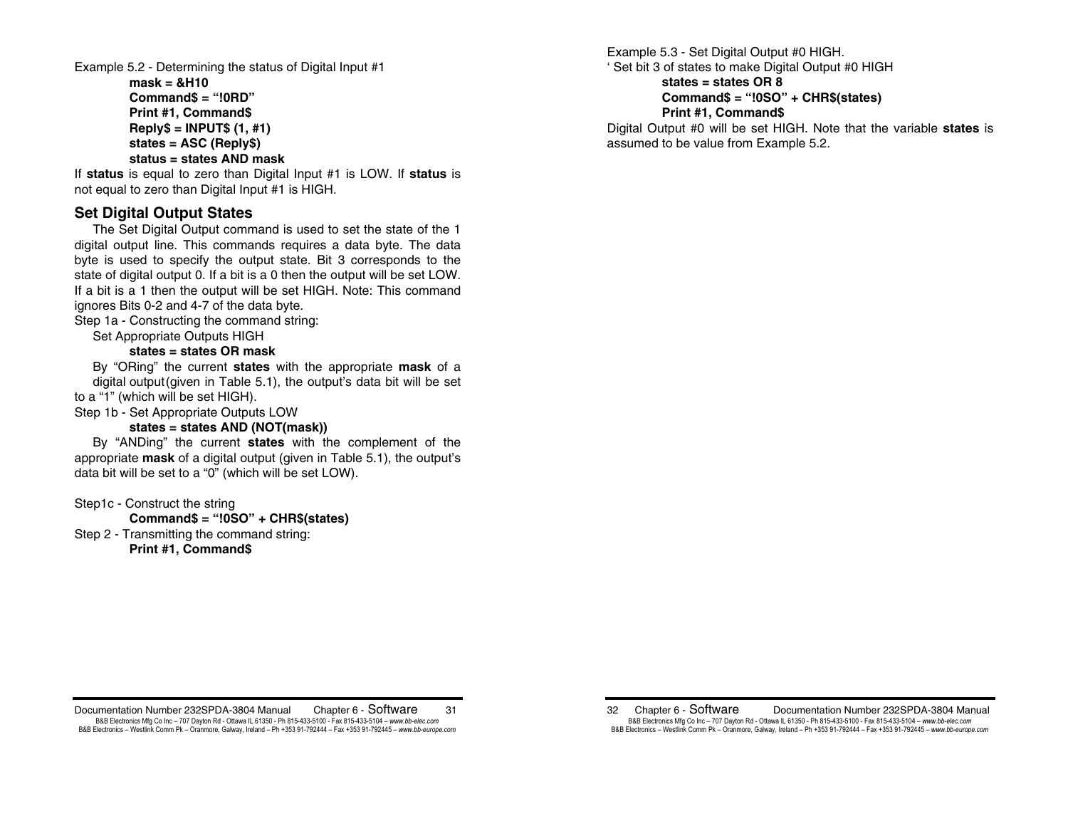Example 5.2 - Determining the status of Digital Input #1

```
mask = &H10
Command$ = "!0RD"
Print #1, Command$
Reply$ = INPUT$ (1, #1)
states = ASC (Reply$)
status = states AND mask
```

If **status** is equal to zero than Digital Input #1 is LOW. If **status** is not equal to zero than Digital Input #1 is HIGH.

## Set Digital Output States

The Set Digital Output command is used to set the state of the 1 digital output line. This commands requires a data byte. The data byte is used to specify the output state. Bit 3 corresponds to the state of digital output 0. If a bit is a 0 then the output will be set LOW. If a bit is a 1 then the output will be set HIGH. Note: This command ignores Bits 0-2 and 4-7 of the data byte.

Step 1a - Constructing the command string:

Set Appropriate Outputs HIGH

```
states = states OR mask
```

By "ORing" the current **states** with the appropriate **mask** of a digital output(given in Table 5.1), the output's data bit will be set to a "1" (which will be set HIGH).

Step 1b - Set Appropriate Outputs LOW

```
states = states AND (NOT(mask))
```

By "ANDing" the current **states** with the complement of the appropriate **mask** of a digital output (given in Table 5.1), the output's data bit will be set to a "0" (which will be set LOW).

Step1c - Construct the string

```
Command$ = "!0SO" + CHR$(states)
```

Step 2 - Transmitting the command string:

```
Print #1, Command$
```

Example 5.3 - Set Digital Output #0 HIGH.

```
' Set bit 3 of states to make Digital Output #0 HIGH
states = states OR 8
Command$ = "!0SO" + CHR$(states)
Print #1, Command$
```

Digital Output #0 will be set HIGH. Note that the variable **states** is assumed to be value from Example 5.2.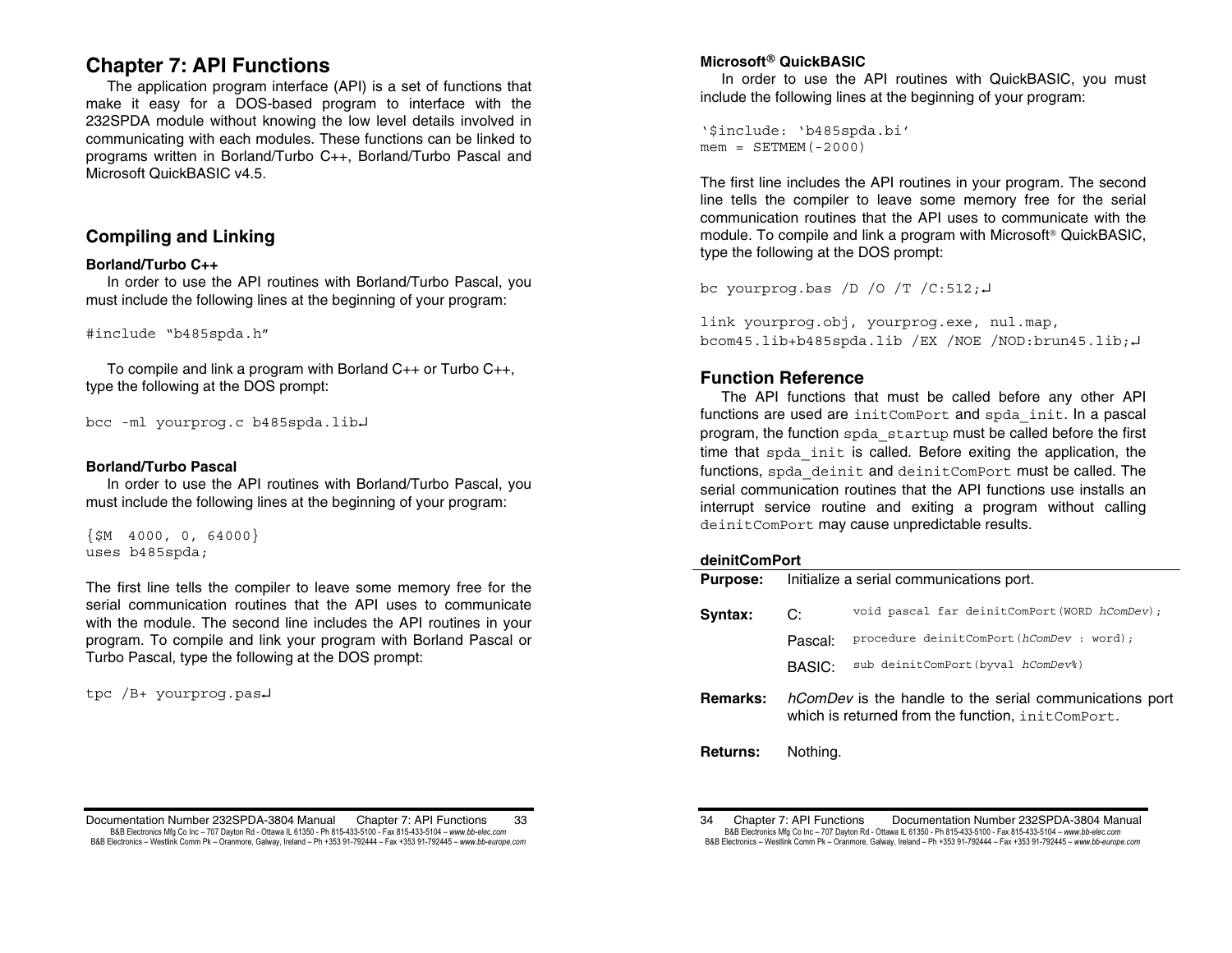# Chapter 7: API Functions

The application program interface (API) is a set of functions that make it easy for a DOS-based program to interface with the 232SPDA module without knowing the low level details involved in communicating with each modules. These functions can be linked to programs written in Borland/Turbo C++, Borland/Turbo Pascal and Microsoft QuickBASIC v4.5.

## Compiling and Linking

### Borland/Turbo C++

In order to use the API routines with Borland/Turbo Pascal, you must include the following lines at the beginning of your program:

```
#include "b485spda.h"
```

To compile and link a program with Borland C++ or Turbo C++, type the following at the DOS prompt:

```
bcc -ml yourprog.c b485spda.lib↵
```

### Borland/Turbo Pascal

In order to use the API routines with Borland/Turbo Pascal, you must include the following lines at the beginning of your program:

```
{$M  4000, 0, 64000}
uses b485spda;
```

The first line tells the compiler to leave some memory free for the serial communication routines that the API uses to communicate with the module. The second line includes the API routines in your program. To compile and link your program with Borland Pascal or Turbo Pascal, type the following at the DOS prompt:

```
tpc /B+ yourprog.pas↵
```

### Microsoft® QuickBASIC

In order to use the API routines with QuickBASIC, you must include the following lines at the beginning of your program:

```
'$include: 'b485spda.bi'
mem = SETMEM(-2000)
```

The first line includes the API routines in your program. The second line tells the compiler to leave some memory free for the serial communication routines that the API uses to communicate with the module. To compile and link a program with Microsoft® QuickBASIC, type the following at the DOS prompt:

```
bc yourprog.bas /D /O /T /C:512;↵

link yourprog.obj, yourprog.exe, nul.map,
bcom45.lib+b485spda.lib /EX /NOE /NOD:brun45.lib;↵
```

## Function Reference

The API functions that must be called before any other API functions are used are `initComPort` and `spda_init`. In a pascal program, the function `spda_startup` must be called before the first time that `spda_init` is called. Before exiting the application, the functions, `spda_deinit` and `deinitComPort` must be called. The serial communication routines that the API functions use installs an interrupt service routine and exiting a program without calling `deinitComPort` may cause unpredictable results.

### deinitComPort

**Purpose:** Initialize a serial communications port.

**Syntax:**

C: `void pascal far deinitComPort(WORD hComDev);`

Pascal: `procedure deinitComPort(hComDev : word);`

BASIC: `sub deinitComPort(byval hComDev%)`

**Remarks:** *hComDev* is the handle to the serial communications port which is returned from the function, `initComPort`.

**Returns:** Nothing.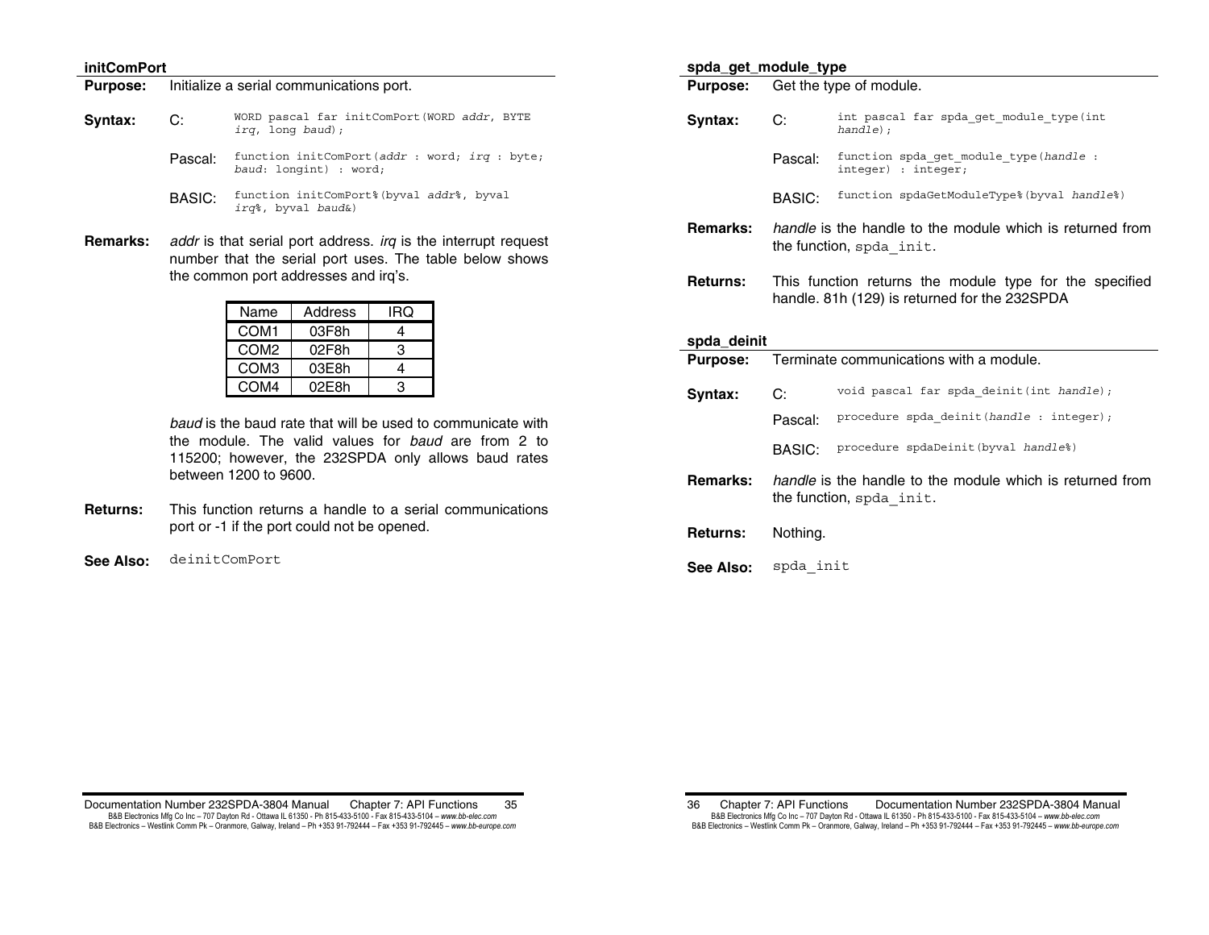### initComPort

**Purpose:** Initialize a serial communications port.

**Syntax:**

C:
```
WORD pascal far initComPort(WORD addr, BYTE irq, long baud);
```

Pascal:
```
function initComPort(addr : word; irq : byte; baud: longint) : word;
```

BASIC:
```
function initComPort%(byval addr%, byval irq%, byval baud&)
```

**Remarks:** *addr* is that serial port address. *irq* is the interrupt request number that the serial port uses. The table below shows the common port addresses and irq's.

| Name | Address | IRQ |
|---|---|---|
| COM1 | 03F8h | 4 |
| COM2 | 02F8h | 3 |
| COM3 | 03E8h | 4 |
| COM4 | 02E8h | 3 |

*baud* is the baud rate that will be used to communicate with the module. The valid values for *baud* are from 2 to 115200; however, the 232SPDA only allows baud rates between 1200 to 9600.

**Returns:** This function returns a handle to a serial communications port or -1 if the port could not be opened.

**See Also:** `deinitComPort`

### spda_get_module_type

**Purpose:** Get the type of module.

**Syntax:**

C:
```
int pascal far spda_get_module_type(int handle);
```

Pascal:
```
function spda_get_module_type(handle : integer) : integer;
```

BASIC:
```
function spdaGetModuleType%(byval handle%)
```

**Remarks:** *handle* is the handle to the module which is returned from the function, `spda_init`.

**Returns:** This function returns the module type for the specified handle. 81h (129) is returned for the 232SPDA

### spda_deinit

**Purpose:** Terminate communications with a module.

**Syntax:**

C:
```
void pascal far spda_deinit(int handle);
```

Pascal:
```
procedure spda_deinit(handle : integer);
```

BASIC:
```
procedure spdaDeinit(byval handle%)
```

**Remarks:** *handle* is the handle to the module which is returned from the function, `spda_init`.

**Returns:** Nothing.

**See Also:** `spda_init`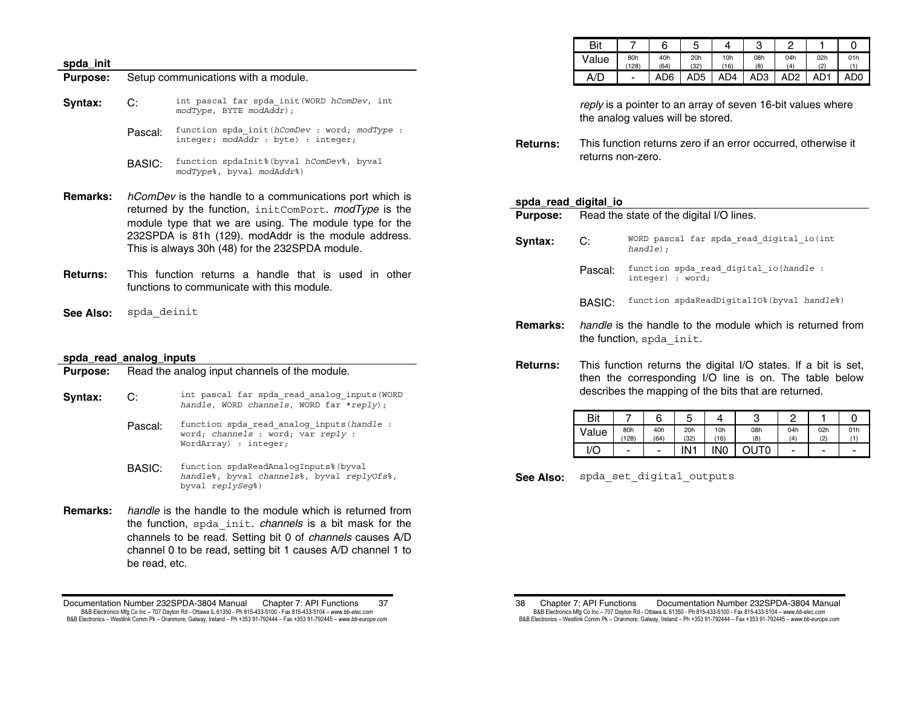### spda_init

**Purpose:** Setup communications with a module.

**Syntax:**

C:
```
int pascal far spda_init(WORD hComDev, int modType, BYTE modAddr);
```

Pascal:
```
function spda_init(hComDev : word; modType : integer; modAddr : byte) : integer;
```

BASIC:
```
function spdaInit%(byval hComDev%, byval modType%, byval modAddr%)
```

**Remarks:** *hComDev* is the handle to a communications port which is returned by the function, `initComPort`. *modType* is the module type that we are using. The module type for the 232SPDA is 81h (129). modAddr is the module address. This is always 30h (48) for the 232SPDA module.

**Returns:** This function returns a handle that is used in other functions to communicate with this module.

**See Also:** `spda_deinit`

### spda_read_analog_inputs

**Purpose:** Read the analog input channels of the module.

**Syntax:**

C:
```
int pascal far spda_read_analog_inputs(WORD handle, WORD channels, WORD far *reply);
```

Pascal:
```
function spda_read_analog_inputs(handle : word; channels : word; var reply : WordArray) : integer;
```

BASIC:
```
function spdaReadAnalogInputs%(byval handle%, byval channels%, byval replyOfs%, byval replySeg%)
```

**Remarks:** *handle* is the handle to the module which is returned from the function, `spda_init`. *channels* is a bit mask for the channels to be read. Setting bit 0 of *channels* causes A/D channel 0 to be read, setting bit 1 causes A/D channel 1 to be read, etc.

| Bit | 7 | 6 | 5 | 4 | 3 | 2 | 1 | 0 |
|---|---|---|---|---|---|---|---|---|
| Value | 80h (128) | 40h (64) | 20h (32) | 10h (16) | 08h (8) | 04h (4) | 02h (2) | 01h (1) |
| A/D | - | AD6 | AD5 | AD4 | AD3 | AD2 | AD1 | AD0 |

*reply* is a pointer to an array of seven 16-bit values where the analog values will be stored.

**Returns:** This function returns zero if an error occurred, otherwise it returns non-zero.

### spda_read_digital_io

**Purpose:** Read the state of the digital I/O lines.

**Syntax:**

C:
```
WORD pascal far spda_read_digital_io(int handle);
```

Pascal:
```
function spda_read_digital_io(handle : integer) : word;
```

BASIC:
```
function spdaReadDigitalIO%(byval handle%)
```

**Remarks:** *handle* is the handle to the module which is returned from the function, `spda_init`.

**Returns:** This function returns the digital I/O states. If a bit is set, then the corresponding I/O line is on. The table below describes the mapping of the bits that are returned.

| Bit | 7 | 6 | 5 | 4 | 3 | 2 | 1 | 0 |
|---|---|---|---|---|---|---|---|---|
| Value | 80h (128) | 40h (64) | 20h (32) | 10h (16) | 08h (8) | 04h (4) | 02h (2) | 01h (1) |
| I/O | - | - | IN1 | IN0 | OUT0 | - | - | - |

**See Also:** `spda_set_digital_outputs`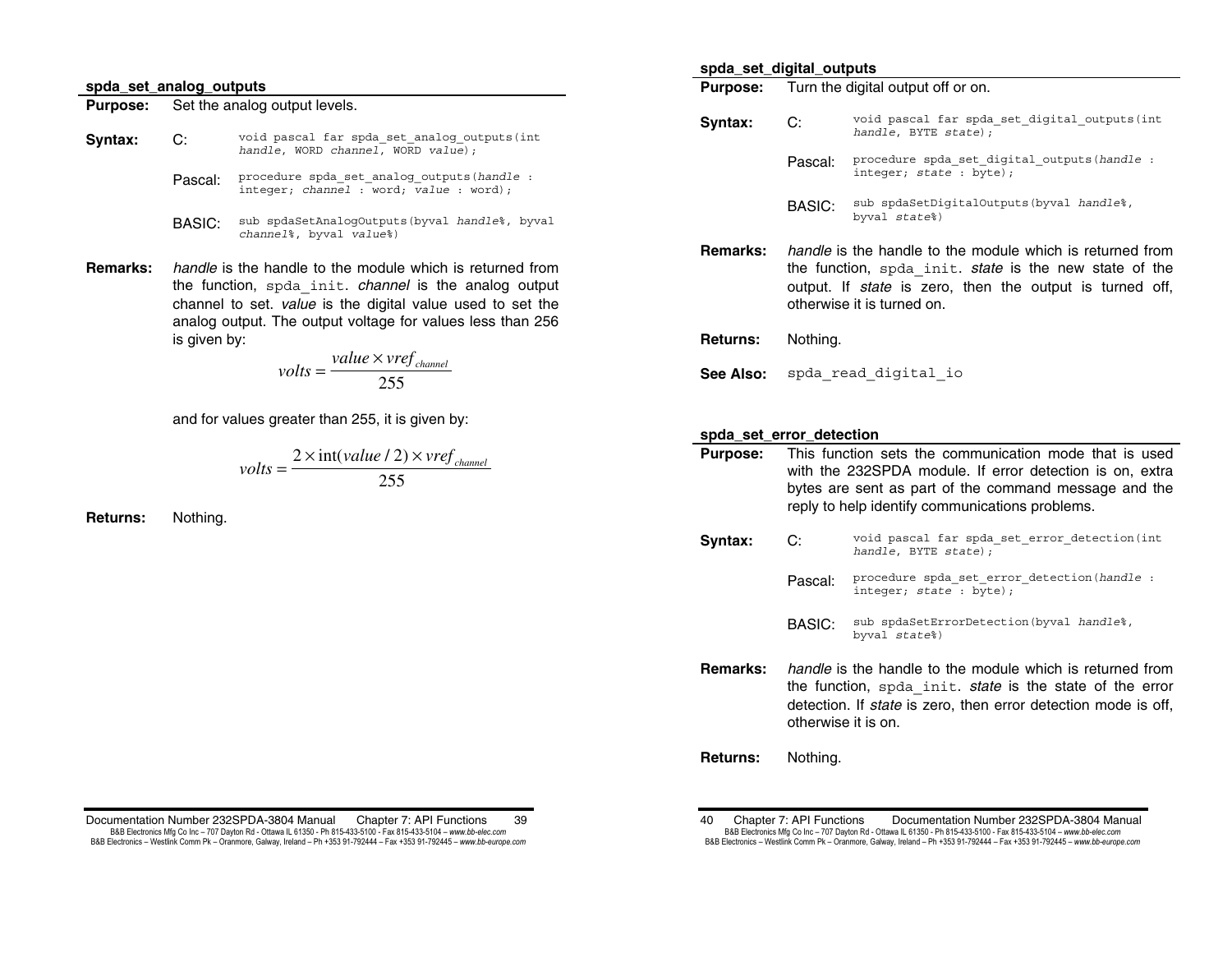## spda_set_analog_outputs

**Purpose:** Set the analog output levels.

**Syntax:**

C:
```
void pascal far spda_set_analog_outputs(int handle, WORD channel, WORD value);
```

Pascal:
```
procedure spda_set_analog_outputs(handle : integer; channel : word; value : word);
```

BASIC:
```
sub spdaSetAnalogOutputs(byval handle%, byval channel%, byval value%)
```

**Remarks:** *handle* is the handle to the module which is returned from the function, `spda_init`. *channel* is the analog output channel to set. *value* is the digital value used to set the analog output. The output voltage for values less than 256 is given by:

$$volts = \frac{value \times vref_{channel}}{255}$$

and for values greater than 255, it is given by:

$$volts = \frac{2 \times \text{int}(value / 2) \times vref_{channel}}{255}$$

**Returns:** Nothing.

## spda_set_digital_outputs

**Purpose:** Turn the digital output off or on.

**Syntax:**

C:
```
void pascal far spda_set_digital_outputs(int handle, BYTE state);
```

Pascal:
```
procedure spda_set_digital_outputs(handle : integer; state : byte);
```

BASIC:
```
sub spdaSetDigitalOutputs(byval handle%, byval state%)
```

**Remarks:** *handle* is the handle to the module which is returned from the function, `spda_init`. *state* is the new state of the output. If *state* is zero, then the output is turned off, otherwise it is turned on.

**Returns:** Nothing.

**See Also:** `spda_read_digital_io`

## spda_set_error_detection

**Purpose:** This function sets the communication mode that is used with the 232SPDA module. If error detection is on, extra bytes are sent as part of the command message and the reply to help identify communications problems.

**Syntax:**

C:
```
void pascal far spda_set_error_detection(int handle, BYTE state);
```

Pascal:
```
procedure spda_set_error_detection(handle : integer; state : byte);
```

BASIC:
```
sub spdaSetErrorDetection(byval handle%, byval state%)
```

**Remarks:** *handle* is the handle to the module which is returned from the function, `spda_init`. *state* is the state of the error detection. If *state* is zero, then error detection mode is off, otherwise it is on.

**Returns:** Nothing.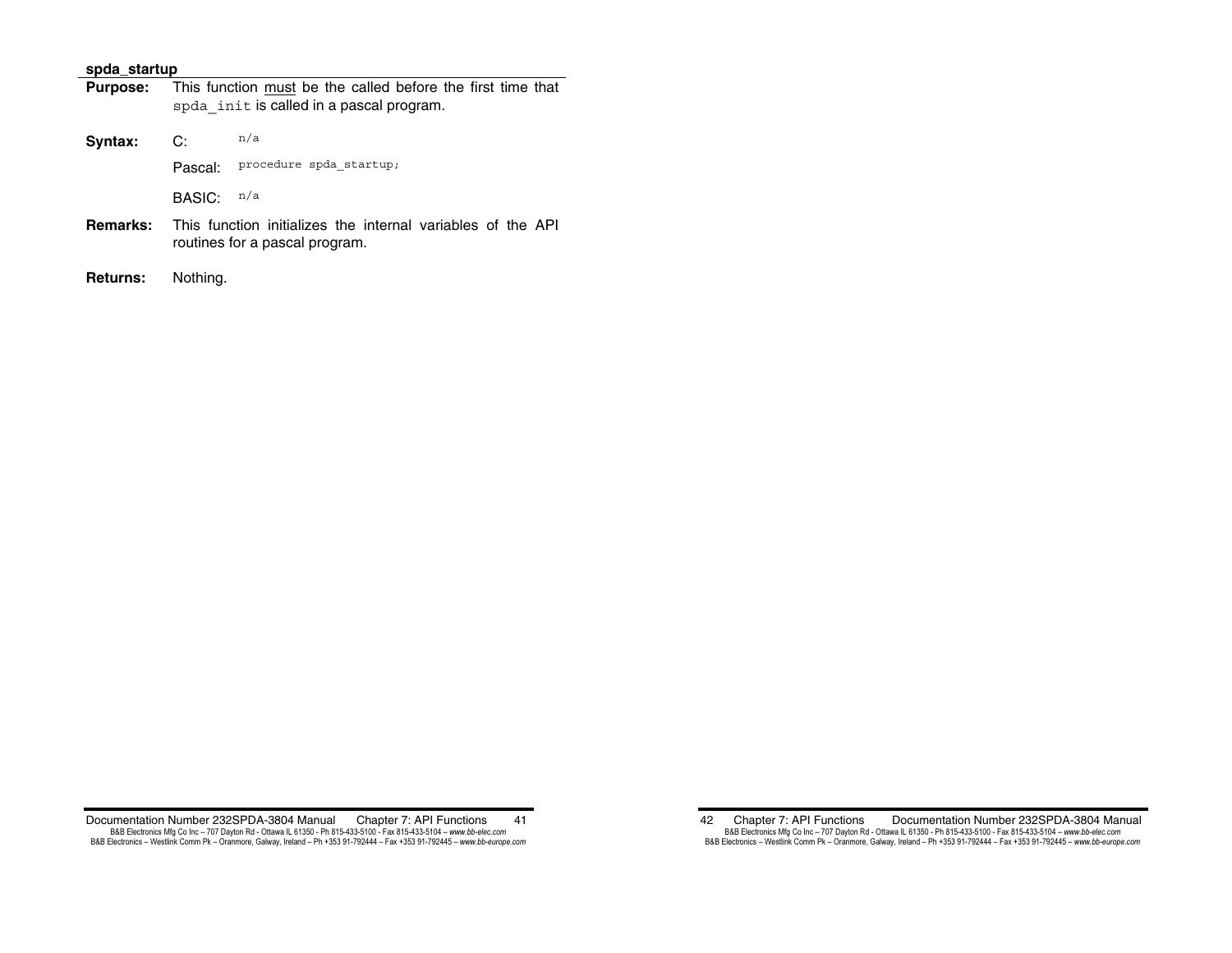### spda_startup

**Purpose:** This function must be the called before the first time that `spda_init` is called in a pascal program.

**Syntax:**

C: `n/a`

Pascal: `procedure spda_startup;`

BASIC: `n/a`

**Remarks:** This function initializes the internal variables of the API routines for a pascal program.

**Returns:** Nothing.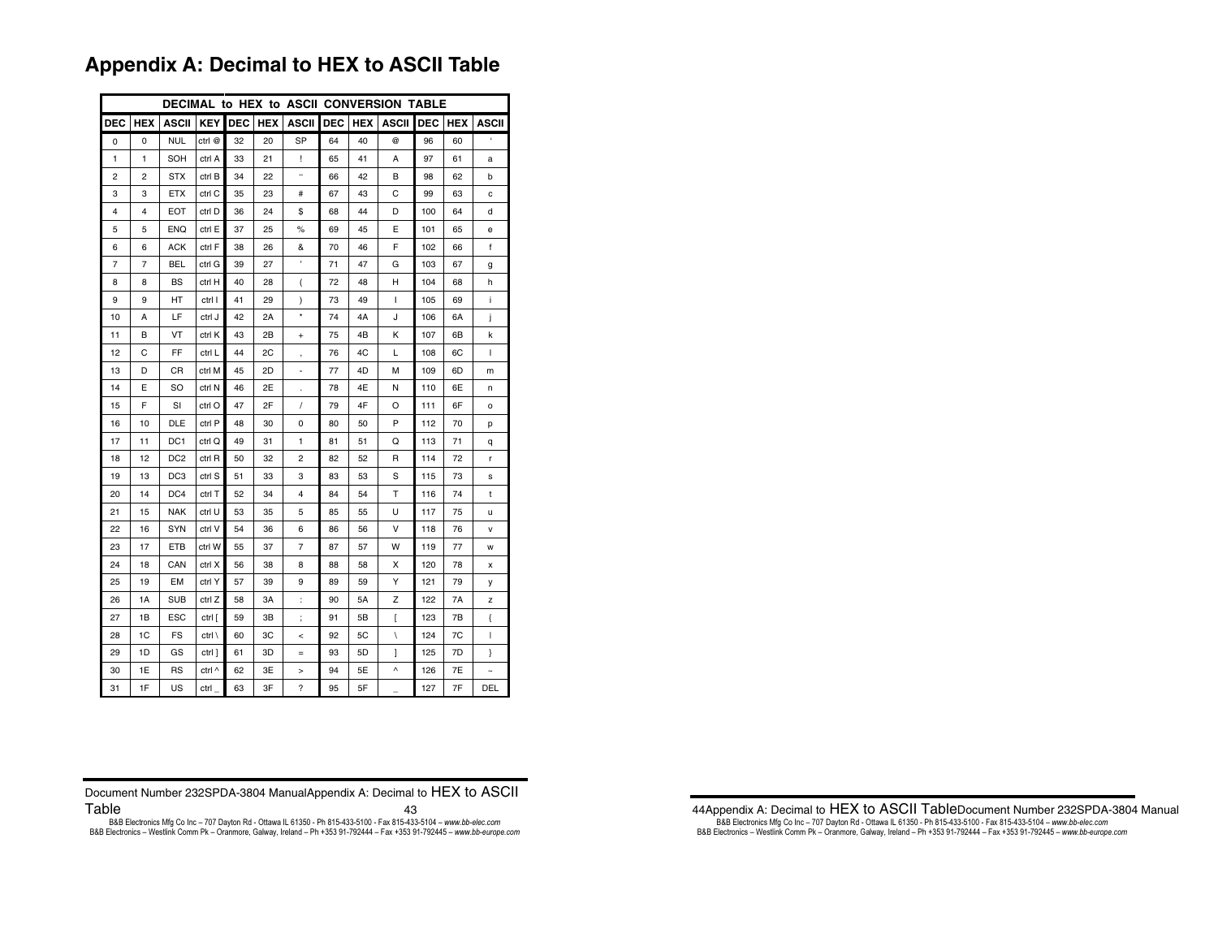# Appendix A: Decimal to HEX to ASCII Table

| DECIMAL to HEX to ASCII CONVERSION TABLE | | | | | | | | | | | | | |
|---|---|---|---|---|---|---|---|---|---|---|---|---|---|
| DEC | HEX | ASCII | KEY | DEC | HEX | ASCII | DEC | HEX | ASCII | DEC | HEX | ASCII |
| 0 | 0 | NUL | ctrl @ | 32 | 20 | SP | 64 | 40 | @ | 96 | 60 | ‘ |
| 1 | 1 | SOH | ctrl A | 33 | 21 | ! | 65 | 41 | A | 97 | 61 | a |
| 2 | 2 | STX | ctrl B | 34 | 22 | “ | 66 | 42 | B | 98 | 62 | b |
| 3 | 3 | ETX | ctrl C | 35 | 23 | # | 67 | 43 | C | 99 | 63 | c |
| 4 | 4 | EOT | ctrl D | 36 | 24 | $ | 68 | 44 | D | 100 | 64 | d |
| 5 | 5 | ENQ | ctrl E | 37 | 25 | % | 69 | 45 | E | 101 | 65 | e |
| 6 | 6 | ACK | ctrl F | 38 | 26 | & | 70 | 46 | F | 102 | 66 | f |
| 7 | 7 | BEL | ctrl G | 39 | 27 | ' | 71 | 47 | G | 103 | 67 | g |
| 8 | 8 | BS | ctrl H | 40 | 28 | ( | 72 | 48 | H | 104 | 68 | h |
| 9 | 9 | HT | ctrl I | 41 | 29 | ) | 73 | 49 | I | 105 | 69 | i |
| 10 | A | LF | ctrl J | 42 | 2A | * | 74 | 4A | J | 106 | 6A | j |
| 11 | B | VT | ctrl K | 43 | 2B | + | 75 | 4B | K | 107 | 6B | k |
| 12 | C | FF | ctrl L | 44 | 2C | , | 76 | 4C | L | 108 | 6C | l |
| 13 | D | CR | ctrl M | 45 | 2D | - | 77 | 4D | M | 109 | 6D | m |
| 14 | E | SO | ctrl N | 46 | 2E | . | 78 | 4E | N | 110 | 6E | n |
| 15 | F | SI | ctrl O | 47 | 2F | / | 79 | 4F | O | 111 | 6F | o |
| 16 | 10 | DLE | ctrl P | 48 | 30 | 0 | 80 | 50 | P | 112 | 70 | p |
| 17 | 11 | DC1 | ctrl Q | 49 | 31 | 1 | 81 | 51 | Q | 113 | 71 | q |
| 18 | 12 | DC2 | ctrl R | 50 | 32 | 2 | 82 | 52 | R | 114 | 72 | r |
| 19 | 13 | DC3 | ctrl S | 51 | 33 | 3 | 83 | 53 | S | 115 | 73 | s |
| 20 | 14 | DC4 | ctrl T | 52 | 34 | 4 | 84 | 54 | T | 116 | 74 | t |
| 21 | 15 | NAK | ctrl U | 53 | 35 | 5 | 85 | 55 | U | 117 | 75 | u |
| 22 | 16 | SYN | ctrl V | 54 | 36 | 6 | 86 | 56 | V | 118 | 76 | v |
| 23 | 17 | ETB | ctrl W | 55 | 37 | 7 | 87 | 57 | W | 119 | 77 | w |
| 24 | 18 | CAN | ctrl X | 56 | 38 | 8 | 88 | 58 | X | 120 | 78 | x |
| 25 | 19 | EM | ctrl Y | 57 | 39 | 9 | 89 | 59 | Y | 121 | 79 | y |
| 26 | 1A | SUB | ctrl Z | 58 | 3A | : | 90 | 5A | Z | 122 | 7A | z |
| 27 | 1B | ESC | ctrl [ | 59 | 3B | ; | 91 | 5B | [ | 123 | 7B | { |
| 28 | 1C | FS | ctrl \ | 60 | 3C | < | 92 | 5C | \ | 124 | 7C | \| |
| 29 | 1D | GS | ctrl ] | 61 | 3D | = | 93 | 5D | ] | 125 | 7D | } |
| 30 | 1E | RS | ctrl ^ | 62 | 3E | > | 94 | 5E | ^ | 126 | 7E | ~ |
| 31 | 1F | US | ctrl _ | 63 | 3F | ? | 95 | 5F | _ | 127 | 7F | DEL |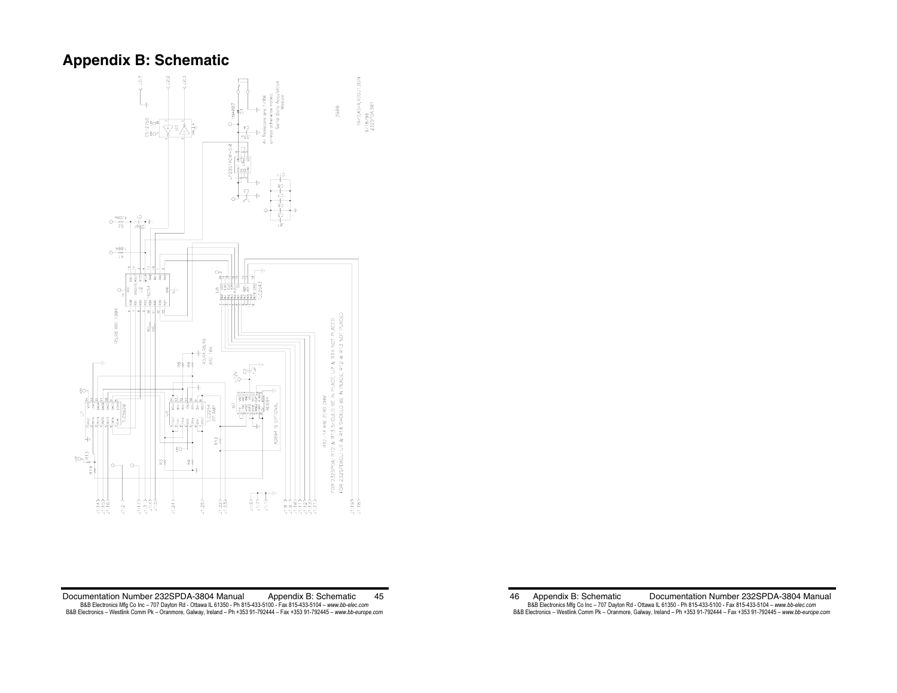# Appendix B: Schematic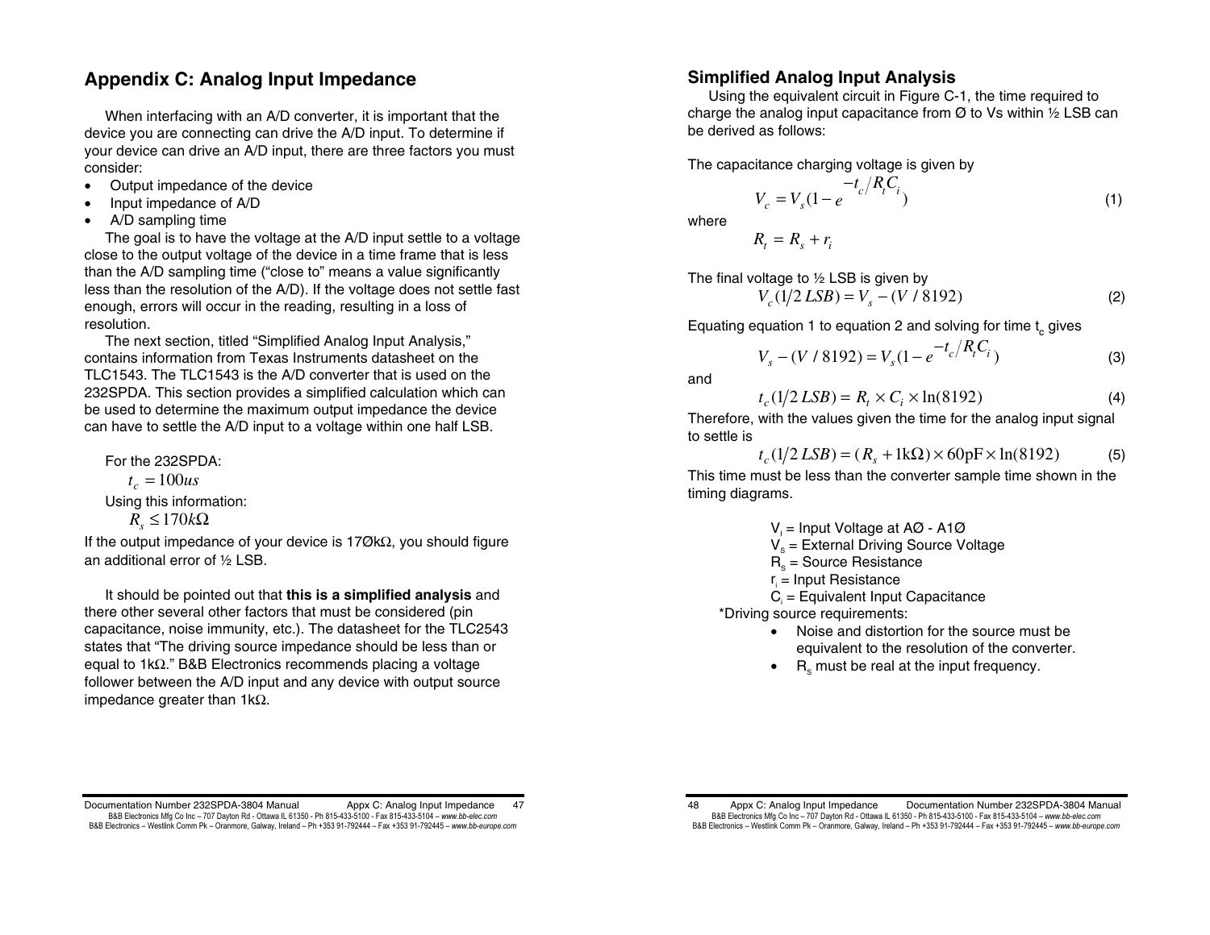# Appendix C: Analog Input Impedance

When interfacing with an A/D converter, it is important that the device you are connecting can drive the A/D input. To determine if your device can drive an A/D input, there are three factors you must consider:

- Output impedance of the device
- Input impedance of A/D
- A/D sampling time

The goal is to have the voltage at the A/D input settle to a voltage close to the output voltage of the device in a time frame that is less than the A/D sampling time ("close to" means a value significantly less than the resolution of the A/D). If the voltage does not settle fast enough, errors will occur in the reading, resulting in a loss of resolution.

The next section, titled "Simplified Analog Input Analysis," contains information from Texas Instruments datasheet on the TLC1543. The TLC1543 is the A/D converter that is used on the 232SPDA. This section provides a simplified calculation which can be used to determine the maximum output impedance the device can have to settle the A/D input to a voltage within one half LSB.

For the 232SPDA:

$$t_c = 100us$$

Using this information:

$$R_s \le 170k\Omega$$

If the output impedance of your device is 17Øk$\Omega$, you should figure an additional error of ½ LSB.

It should be pointed out that **this is a simplified analysis** and there other several other factors that must be considered (pin capacitance, noise immunity, etc.). The datasheet for the TLC2543 states that "The driving source impedance should be less than or equal to 1k$\Omega$." B&B Electronics recommends placing a voltage follower between the A/D input and any device with output source impedance greater than 1k$\Omega$.

## Simplified Analog Input Analysis

Using the equivalent circuit in Figure C-1, the time required to charge the analog input capacitance from Ø to Vs within ½ LSB can be derived as follows:

The capacitance charging voltage is given by

$$V_c = V_s(1 - e^{-t_c/R_t C_i}) \tag{1}$$

where

$$R_t = R_s + r_i$$

The final voltage to ½ LSB is given by

$$V_c(1/2\,LSB) = V_s - (V / 8192) \tag{2}$$

Equating equation 1 to equation 2 and solving for time $t_c$ gives

$$V_s - (V / 8192) = V_s(1 - e^{-t_c/R_t C_i}) \tag{3}$$

and

$$t_c(1/2\,LSB) = R_t \times C_i \times \ln(8192) \tag{4}$$

Therefore, with the values given the time for the analog input signal to settle is

$$t_c(1/2\,LSB) = (R_s + 1\text{k}\Omega) \times 60\text{pF} \times \ln(8192) \tag{5}$$

This time must be less than the converter sample time shown in the timing diagrams.

$V_I$ = Input Voltage at AØ - A1Ø
$V_s$ = External Driving Source Voltage
$R_s$ = Source Resistance
$r_i$ = Input Resistance
$C_i$ = Equivalent Input Capacitance

*Driving source requirements:

- Noise and distortion for the source must be equivalent to the resolution of the converter.
- $R_s$ must be real at the input frequency.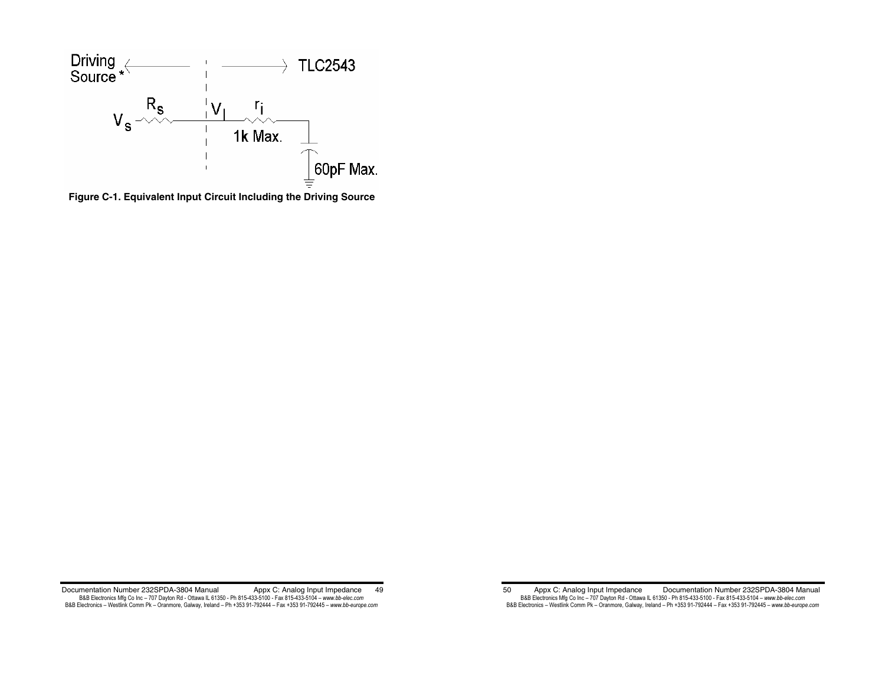Driving Source *

TLC2543

$V_s$ $R_s$ $V_I$ $r_i$

1k Max.

60pF Max.

**Figure C-1. Equivalent Input Circuit Including the Driving Source**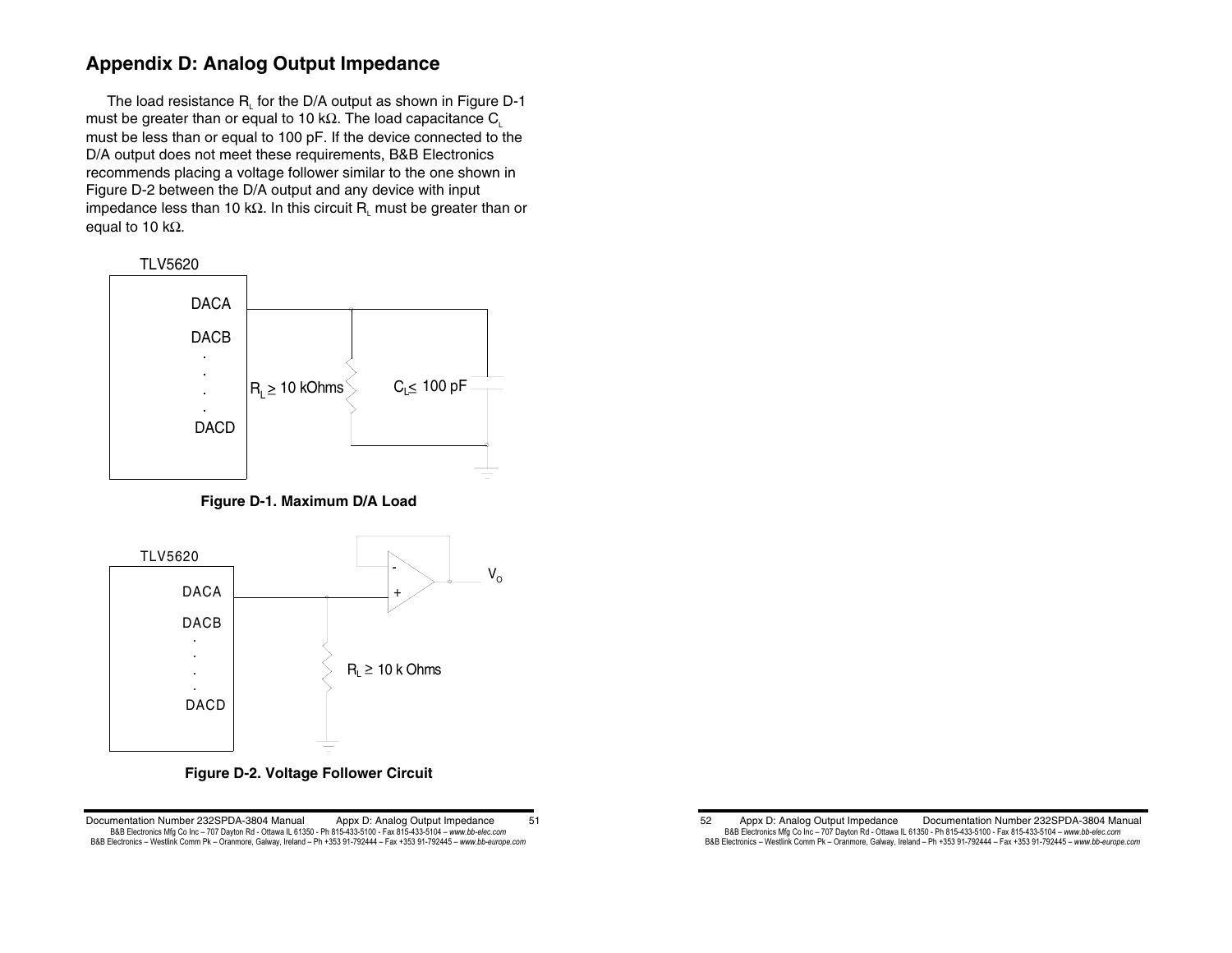# Appendix D: Analog Output Impedance

The load resistance $R_L$ for the D/A output as shown in Figure D-1 must be greater than or equal to 10 kΩ. The load capacitance $C_L$ must be less than or equal to 100 pF. If the device connected to the D/A output does not meet these requirements, B&B Electronics recommends placing a voltage follower similar to the one shown in Figure D-2 between the D/A output and any device with input impedance less than 10 kΩ. In this circuit $R_L$ must be greater than or equal to 10 kΩ.

TLV5620

DACA

DACB

DACD

$R_L \geq$ 10 kOhms

$C_L \leq$ 100 pF

**Figure D-1. Maximum D/A Load**

TLV5620

DACA

DACB

DACD

$V_O$

$R_L \geq$ 10 k Ohms

**Figure D-2. Voltage Follower Circuit**